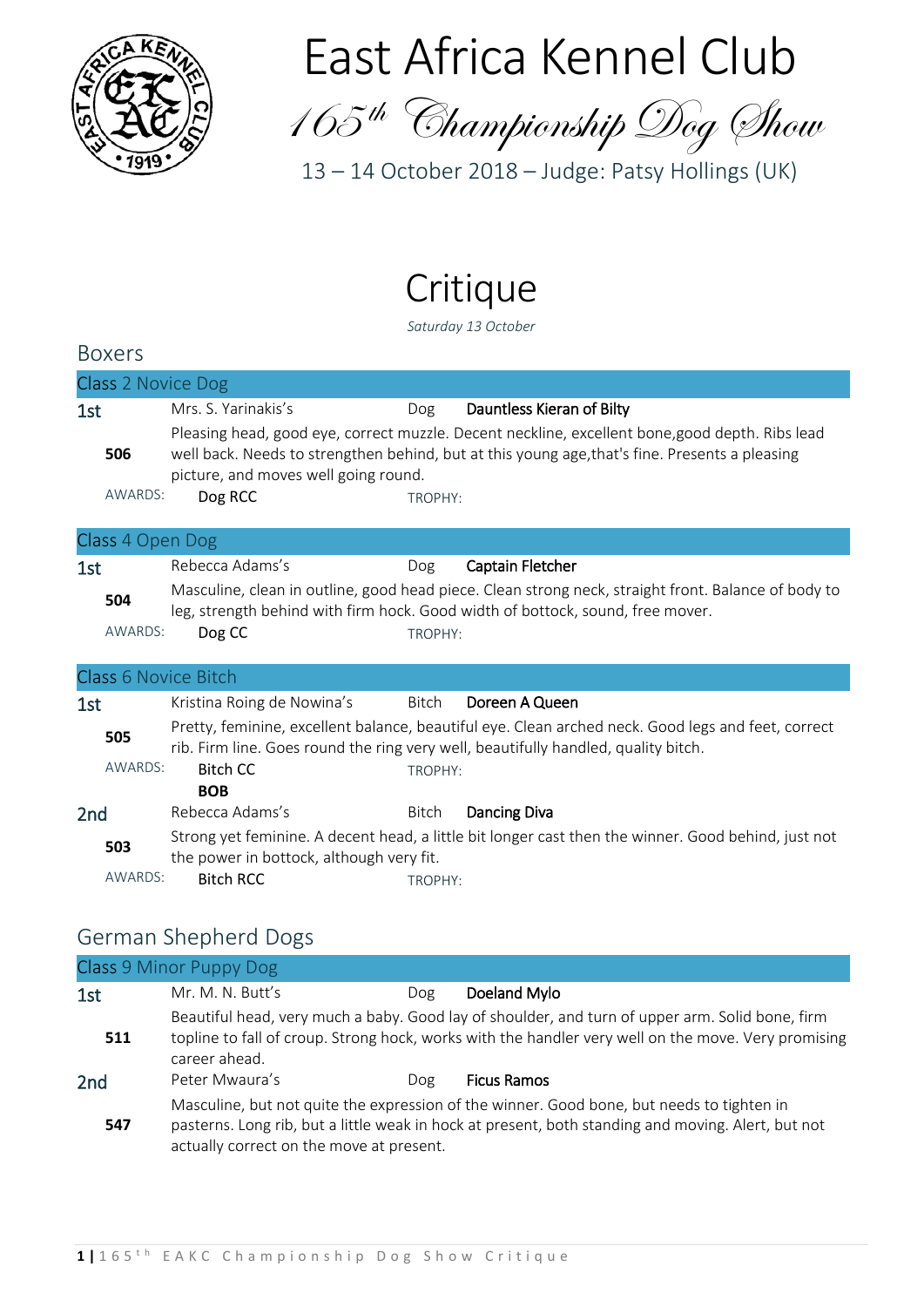# East Africa Kennel Club

## 165th Championship Dog Show

13 – 14 October 2018 – Judge: Patsy Hollings (UK)

# Critique

*Saturday 13 October*

## Boxers

### Class 2 Novice Dog

**1st** — **506** — Mrs. S. Yarinakis's — Dog — **Dauntless Kieran of Bilty**

Pleasing head, good eye, correct muzzle. Decent neckline, excellent bone,good depth. Ribs lead well back. Needs to strengthen behind, but at this young age,that's fine. Presents a pleasing picture, and moves well going round.

AWARDS: Dog RCC — TROPHY:

### Class 4 Open Dog

**1st** — **504** — Rebecca Adams's — Dog — **Captain Fletcher**

Masculine, clean in outline, good head piece. Clean strong neck, straight front. Balance of body to leg, strength behind with firm hock. Good width of bottock, sound, free mover.

AWARDS: Dog CC — TROPHY:

### Class 6 Novice Bitch

**1st** — **505** — Kristina Roing de Nowina's — Bitch — **Doreen A Queen**

Pretty, feminine, excellent balance, beautiful eye. Clean arched neck. Good legs and feet, correct rib. Firm line. Goes round the ring very well, beautifully handled, quality bitch.

AWARDS: Bitch CC, **BOB** — TROPHY:

**2nd** — **503** — Rebecca Adams's — Bitch — **Dancing Diva**

Strong yet feminine. A decent head, a little bit longer cast then the winner. Good behind, just not the power in bottock, although very fit.

AWARDS: Bitch RCC — TROPHY:

## German Shepherd Dogs

### Class 9 Minor Puppy Dog

**1st** — **511** — Mr. M. N. Butt's — Dog — **Doeland Mylo**

Beautiful head, very much a baby. Good lay of shoulder, and turn of upper arm. Solid bone, firm topline to fall of croup. Strong hock, works with the handler very well on the move. Very promising career ahead.

**2nd** — **547** — Peter Mwaura's — Dog — **Ficus Ramos**

Masculine, but not quite the expression of the winner. Good bone, but needs to tighten in pasterns. Long rib, but a little weak in hock at present, both standing and moving. Alert, but not actually correct on the move at present.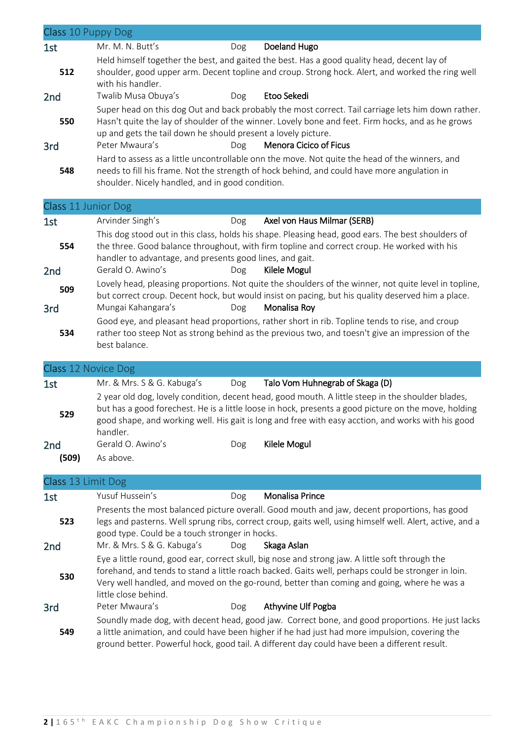## Class 10 Puppy Dog

**1st** — Mr. M. N. Butt's — Dog — **Doeland Hugo**

**512** — Held himself together the best, and gaited the best. Has a good quality head, decent lay of shoulder, good upper arm. Decent topline and croup. Strong hock. Alert, and worked the ring well with his handler.

**2nd** — Twalib Musa Obuya's — Dog — **Etoo Sekedi**

**550** — Super head on this dog Out and back probably the most correct. Tail carriage lets him down rather. Hasn't quite the lay of shoulder of the winner. Lovely bone and feet. Firm hocks, and as he grows up and gets the tail down he should present a lovely picture.

**3rd** — Peter Mwaura's — Dog — **Menora Cicico of Ficus**

**548** — Hard to assess as a little uncontrollable onn the move. Not quite the head of the winners, and needs to fill his frame. Not the strength of hock behind, and could have more angulation in shoulder. Nicely handled, and in good condition.

## Class 11 Junior Dog

**1st** — Arvinder Singh's — Dog — **Axel von Haus Milmar (SERB)**

**554** — This dog stood out in this class, holds his shape. Pleasing head, good ears. The best shoulders of the three. Good balance throughout, with firm topline and correct croup. He worked with his handler to advantage, and presents good lines, and gait.

**2nd** — Gerald O. Awino's — Dog — **Kilele Mogul**

**509** — Lovely head, pleasing proportions. Not quite the shoulders of the winner, not quite level in topline, but correct croup. Decent hock, but would insist on pacing, but his quality deserved him a place.

**3rd** — Mungai Kahangara's — Dog — **Monalisa Roy**

**534** — Good eye, and pleasant head proportions, rather short in rib. Topline tends to rise, and croup rather too steep Not as strong behind as the previous two, and toesn't give an impression of the best balance.

## Class 12 Novice Dog

**1st** — Mr. & Mrs. S & G. Kabuga's — Dog — **Talo Vom Huhnegrab of Skaga (D)**

**529** — 2 year old dog, lovely condition, decent head, good mouth. A little steep in the shoulder blades, but has a good forechest. He is a little loose in hock, presents a good picture on the move, holding good shape, and working well. His gait is long and free with easy acction, and works with his good handler.

**2nd** — Gerald O. Awino's — Dog — **Kilele Mogul**

**(509)** — As above.

## Class 13 Limit Dog

**1st** — Yusuf Hussein's — Dog — **Monalisa Prince**

**523** — Presents the most balanced picture overall. Good mouth and jaw, decent proportions, has good legs and pasterns. Well sprung ribs, correct croup, gaits well, using himself well. Alert, active, and a good type. Could be a touch stronger in hocks.

**2nd** — Mr. & Mrs. S & G. Kabuga's — Dog — **Skaga Aslan**

**530** — Eye a little round, good ear, correct skull, big nose and strong jaw. A little soft through the forehand, and tends to stand a little roach backed. Gaits well, perhaps could be stronger in loin. Very well handled, and moved on the go-round, better than coming and going, where he was a little close behind.

**3rd** — Peter Mwaura's — Dog — **Athyvine Ulf Pogba**

**549** — Soundly made dog, with decent head, good jaw. Correct bone, and good proportions. He just lacks a little animation, and could have been higher if he had just had more impulsion, covering the ground better. Powerful hock, good tail. A different day could have been a different result.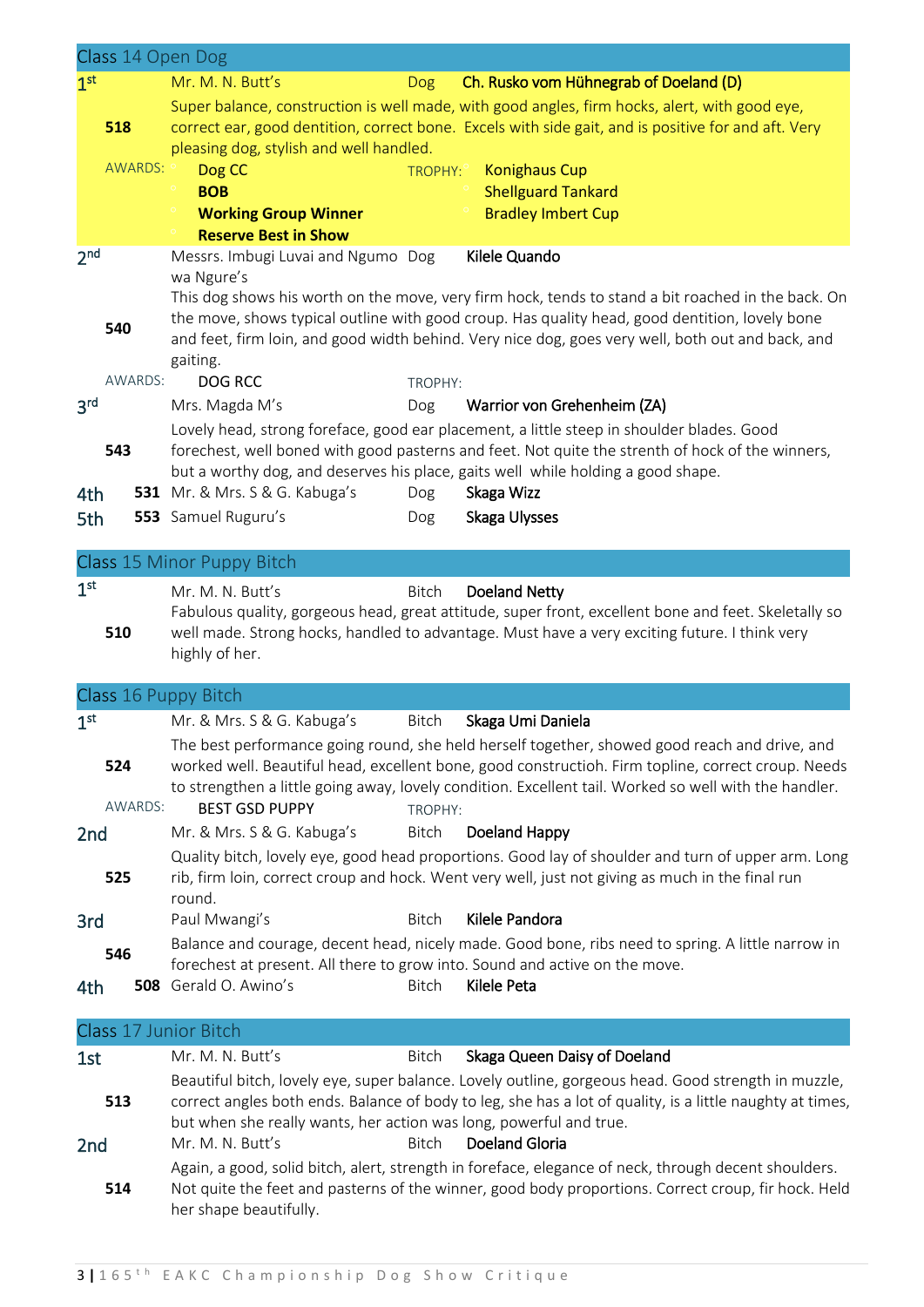## Class 14 Open Dog

**1st** — **518** — Mr. M. N. Butt's — Dog — **Ch. Rusko vom Hühnegrab of Doeland (D)**

Super balance, construction is well made, with good angles, firm hocks, alert, with good eye, correct ear, good dentition, correct bone. Excels with side gait, and is positive for and aft. Very pleasing dog, stylish and well handled.

AWARDS:
- **Dog CC**
- **BOB**
- **Working Group Winner**
- **Reserve Best in Show**

TROPHY:
- **Konighaus Cup**
- **Shellguard Tankard**
- **Bradley Imbert Cup**

**2nd** — **540** — Messrs. Imbugi Luvai and Ngumo wa Ngure's — Dog — **Kilele Quando**

This dog shows his worth on the move, very firm hock, tends to stand a bit roached in the back. On the move, shows typical outline with good croup. Has quality head, good dentition, lovely bone and feet, firm loin, and good width behind. Very nice dog, goes very well, both out and back, and gaiting.

AWARDS: DOG RCC
TROPHY:

**3rd** — **543** — Mrs. Magda M's — Dog — **Warrior von Grehenheim (ZA)**

Lovely head, strong foreface, good ear placement, a little steep in shoulder blades. Good forechest, well boned with good pasterns and feet. Not quite the strenth of hock of the winners, but a worthy dog, and deserves his place, gaits well while holding a good shape.

**4th** — **531** — Mr. & Mrs. S & G. Kabuga's — Dog — **Skaga Wizz**

**5th** — **553** — Samuel Ruguru's — Dog — **Skaga Ulysses**

## Class 15 Minor Puppy Bitch

**1st** — **510** — Mr. M. N. Butt's — Bitch — **Doeland Netty**

Fabulous quality, gorgeous head, great attitude, super front, excellent bone and feet. Skeletally so well made. Strong hocks, handled to advantage. Must have a very exciting future. I think very highly of her.

## Class 16 Puppy Bitch

**1st** — **524** — Mr. & Mrs. S & G. Kabuga's — Bitch — **Skaga Umi Daniela**

The best performance going round, she held herself together, showed good reach and drive, and worked well. Beautiful head, excellent bone, good constructioh. Firm topline, correct croup. Needs to strengthen a little going away, lovely condition. Excellent tail. Worked so well with the handler.

AWARDS: BEST GSD PUPPY
TROPHY:

**2nd** — **525** — Mr. & Mrs. S & G. Kabuga's — Bitch — **Doeland Happy**

Quality bitch, lovely eye, good head proportions. Good lay of shoulder and turn of upper arm. Long rib, firm loin, correct croup and hock. Went very well, just not giving as much in the final run round.

**3rd** — **546** — Paul Mwangi's — Bitch — **Kilele Pandora**

Balance and courage, decent head, nicely made. Good bone, ribs need to spring. A little narrow in forechest at present. All there to grow into. Sound and active on the move.

**4th** — **508** — Gerald O. Awino's — Bitch — **Kilele Peta**

## Class 17 Junior Bitch

**1st** — **513** — Mr. M. N. Butt's — Bitch — **Skaga Queen Daisy of Doeland**

Beautiful bitch, lovely eye, super balance. Lovely outline, gorgeous head. Good strength in muzzle, correct angles both ends. Balance of body to leg, she has a lot of quality, is a little naughty at times, but when she really wants, her action was long, powerful and true.

**2nd** — **514** — Mr. M. N. Butt's — Bitch — **Doeland Gloria**

Again, a good, solid bitch, alert, strength in foreface, elegance of neck, through decent shoulders. Not quite the feet and pasterns of the winner, good body proportions. Correct croup, fir hock. Held her shape beautifully.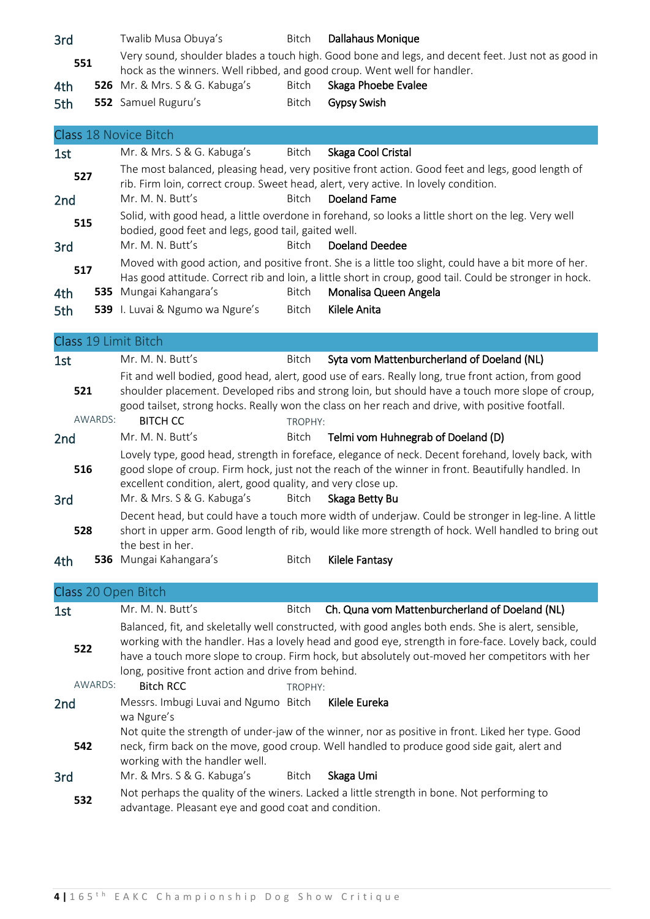**3rd** | Twalib Musa Obuya's | Bitch | **Dallahaus Monique**

**551** Very sound, shoulder blades a touch high. Good bone and legs, and decent feet. Just not as good in hock as the winners. Well ribbed, and good croup. Went well for handler.

**4th** **526** Mr. & Mrs. S & G. Kabuga's | Bitch | **Skaga Phoebe Evalee**

**5th** **552** Samuel Ruguru's | Bitch | **Gypsy Swish**

## Class 18 Novice Bitch

**1st** | Mr. & Mrs. S & G. Kabuga's | Bitch | **Skaga Cool Cristal**

**527** The most balanced, pleasing head, very positive front action. Good feet and legs, good length of rib. Firm loin, correct croup. Sweet head, alert, very active. In lovely condition.

**2nd** | Mr. M. N. Butt's | Bitch | **Doeland Fame**

**515** Solid, with good head, a little overdone in forehand, so looks a little short on the leg. Very well bodied, good feet and legs, good tail, gaited well.

**3rd** | Mr. M. N. Butt's | Bitch | **Doeland Deedee**

**517** Moved with good action, and positive front. She is a little too slight, could have a bit more of her. Has good attitude. Correct rib and loin, a little short in croup, good tail. Could be stronger in hock.

**4th** **535** Mungai Kahangara's | Bitch | **Monalisa Queen Angela**

**5th** **539** I. Luvai & Ngumo wa Ngure's | Bitch | **Kilele Anita**

## Class 19 Limit Bitch

**1st** | Mr. M. N. Butt's | Bitch | **Syta vom Mattenburcherland of Doeland (NL)**

**521** Fit and well bodied, good head, alert, good use of ears. Really long, true front action, from good shoulder placement. Developed ribs and strong loin, but should have a touch more slope of croup, good tailset, strong hocks. Really won the class on her reach and drive, with positive footfall.

AWARDS: **BITCH CC** TROPHY:

**2nd** | Mr. M. N. Butt's | Bitch | **Telmi vom Huhnegrab of Doeland (D)**

**516** Lovely type, good head, strength in foreface, elegance of neck. Decent forehand, lovely back, with good slope of croup. Firm hock, just not the reach of the winner in front. Beautifully handled. In excellent condition, alert, good quality, and very close up.

**3rd** | Mr. & Mrs. S & G. Kabuga's | Bitch | **Skaga Betty Bu**

**528** Decent head, but could have a touch more width of underjaw. Could be stronger in leg-line. A little short in upper arm. Good length of rib, would like more strength of hock. Well handled to bring out the best in her.

**4th** **536** Mungai Kahangara's | Bitch | **Kilele Fantasy**

## Class 20 Open Bitch

**1st** | Mr. M. N. Butt's | Bitch | **Ch. Quna vom Mattenburcherland of Doeland (NL)**

**522** Balanced, fit, and skeletally well constructed, with good angles both ends. She is alert, sensible, working with the handler. Has a lovely head and good eye, strength in fore-face. Lovely back, could have a touch more slope to croup. Firm hock, but absolutely out-moved her competitors with her long, positive front action and drive from behind.

AWARDS: **Bitch RCC** TROPHY:

**2nd** | Messrs. Imbugi Luvai and Ngumo wa Ngure's | Bitch | **Kilele Eureka**

**542** Not quite the strength of under-jaw of the winner, nor as positive in front. Liked her type. Good neck, firm back on the move, good croup. Well handled to produce good side gait, alert and working with the handler well.

**3rd** | Mr. & Mrs. S & G. Kabuga's | Bitch | **Skaga Umi**

**532** Not perhaps the quality of the winers. Lacked a little strength in bone. Not performing to advantage. Pleasant eye and good coat and condition.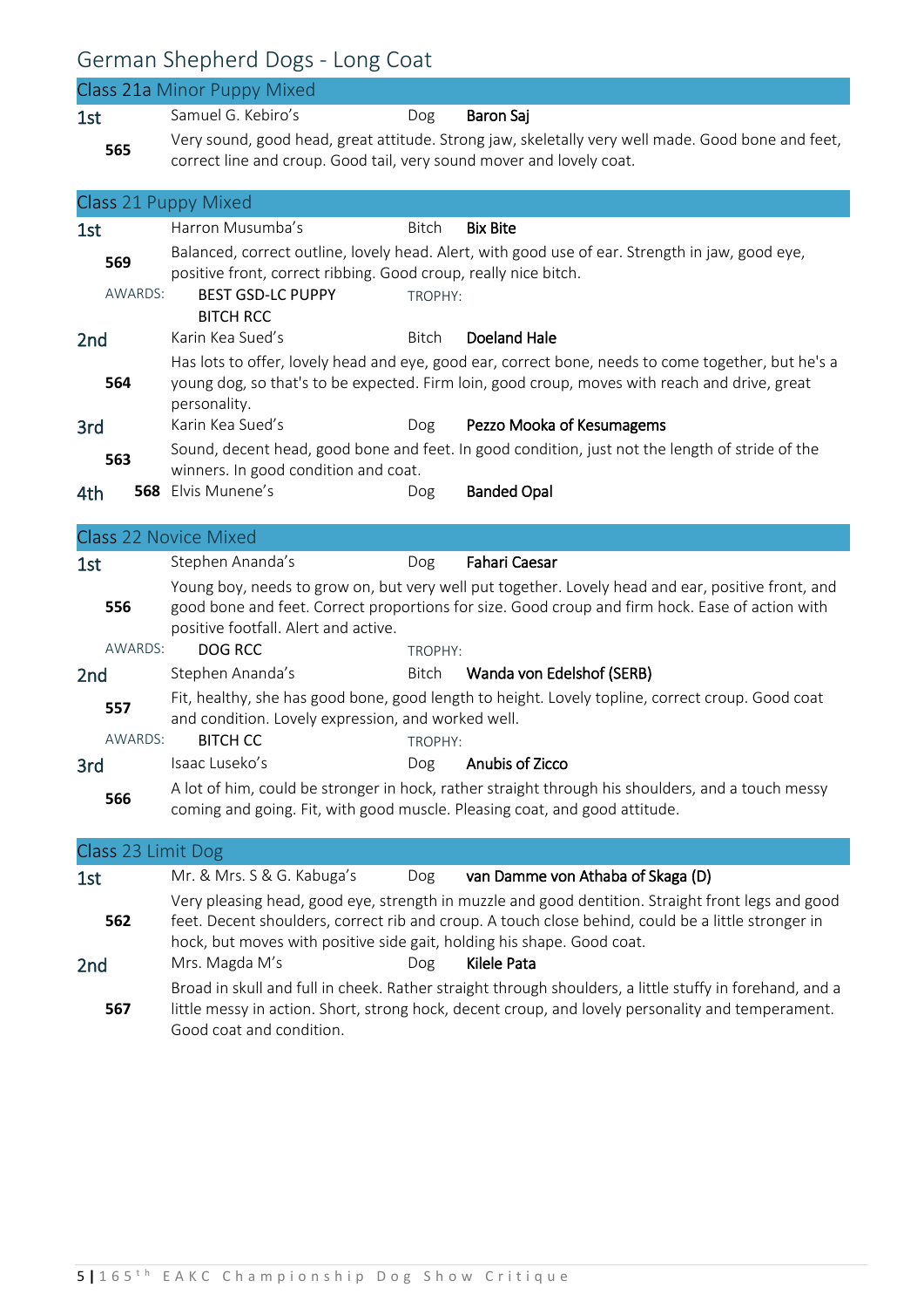# German Shepherd Dogs - Long Coat

## Class 21a Minor Puppy Mixed

**1st** — **565** — Samuel G. Kebiro's — Dog — **Baron Saj**

Very sound, good head, great attitude. Strong jaw, skeletally very well made. Good bone and feet, correct line and croup. Good tail, very sound mover and lovely coat.

## Class 21 Puppy Mixed

**1st** — **569** — Harron Musumba's — Bitch — **Bix Bite**

Balanced, correct outline, lovely head. Alert, with good use of ear. Strength in jaw, good eye, positive front, correct ribbing. Good croup, really nice bitch.

AWARDS: BEST GSD-LC PUPPY, BITCH RCC — TROPHY:

**2nd** — **564** — Karin Kea Sued's — Bitch — **Doeland Hale**

Has lots to offer, lovely head and eye, good ear, correct bone, needs to come together, but he's a young dog, so that's to be expected. Firm loin, good croup, moves with reach and drive, great personality.

**3rd** — **563** — Karin Kea Sued's — Dog — **Pezzo Mooka of Kesumagems**

Sound, decent head, good bone and feet. In good condition, just not the length of stride of the winners. In good condition and coat.

**4th** — **568** — Elvis Munene's — Dog — **Banded Opal**

## Class 22 Novice Mixed

**1st** — **556** — Stephen Ananda's — Dog — **Fahari Caesar**

Young boy, needs to grow on, but very well put together. Lovely head and ear, positive front, and good bone and feet. Correct proportions for size. Good croup and firm hock. Ease of action with positive footfall. Alert and active.

AWARDS: DOG RCC — TROPHY:

**2nd** — **557** — Stephen Ananda's — Bitch — **Wanda von Edelshof (SERB)**

Fit, healthy, she has good bone, good length to height. Lovely topline, correct croup. Good coat and condition. Lovely expression, and worked well.

AWARDS: BITCH CC — TROPHY:

**3rd** — **566** — Isaac Luseko's — Dog — **Anubis of Zicco**

A lot of him, could be stronger in hock, rather straight through his shoulders, and a touch messy coming and going. Fit, with good muscle. Pleasing coat, and good attitude.

## Class 23 Limit Dog

**1st** — **562** — Mr. & Mrs. S & G. Kabuga's — Dog — **van Damme von Athaba of Skaga (D)**

Very pleasing head, good eye, strength in muzzle and good dentition. Straight front legs and good feet. Decent shoulders, correct rib and croup. A touch close behind, could be a little stronger in hock, but moves with positive side gait, holding his shape. Good coat.

**2nd** — **567** — Mrs. Magda M's — Dog — **Kilele Pata**

Broad in skull and full in cheek. Rather straight through shoulders, a little stuffy in forehand, and a little messy in action. Short, strong hock, decent croup, and lovely personality and temperament. Good coat and condition.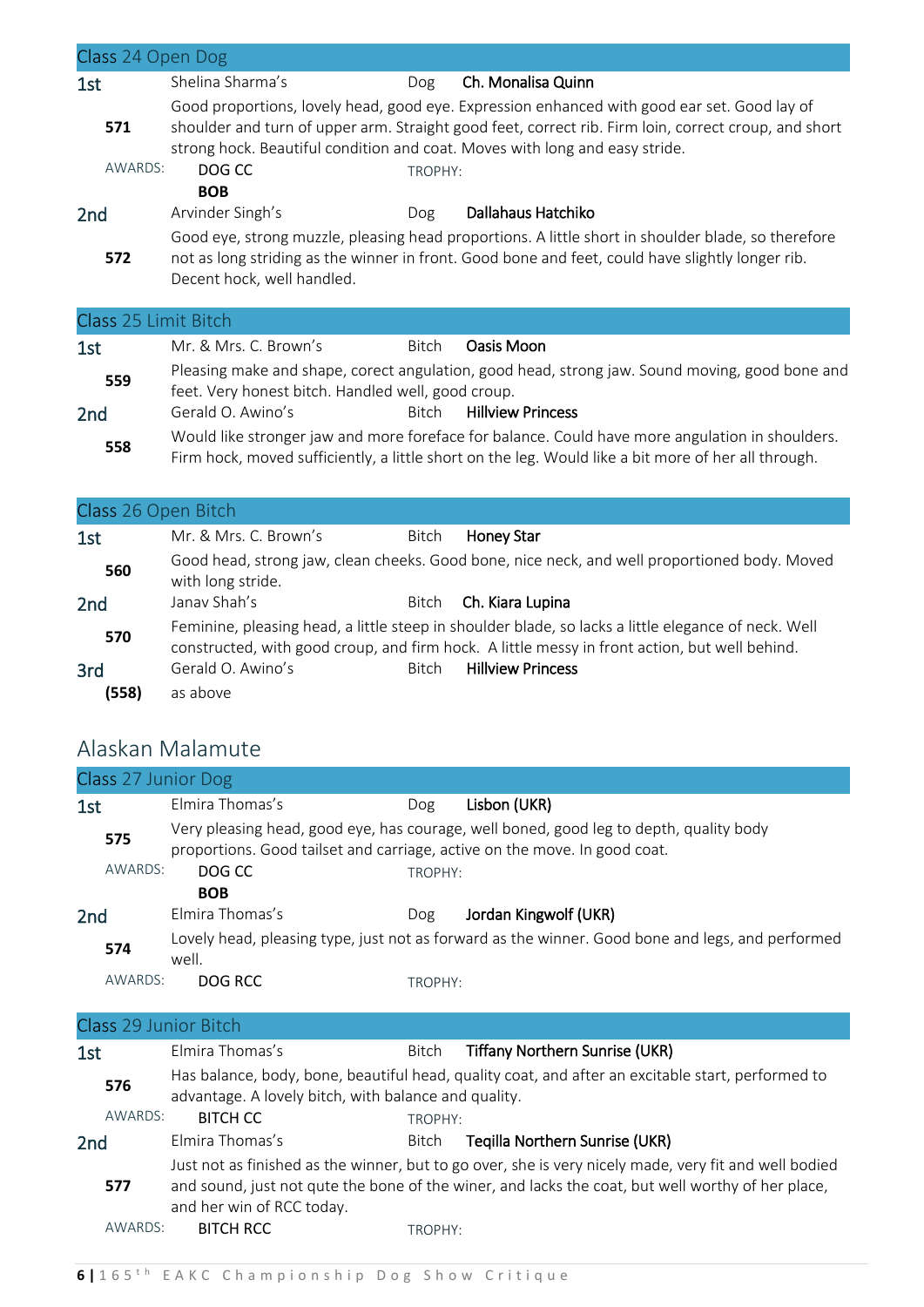## Class 24 Open Dog

**1st** — 571 — Shelina Sharma's — Dog — **Ch. Monalisa Quinn**

Good proportions, lovely head, good eye. Expression enhanced with good ear set. Good lay of shoulder and turn of upper arm. Straight good feet, correct rib. Firm loin, correct croup, and short strong hock. Beautiful condition and coat. Moves with long and easy stride.

AWARDS: **DOG CC**, **BOB** — TROPHY:

**2nd** — 572 — Arvinder Singh's — Dog — **Dallahaus Hatchiko**

Good eye, strong muzzle, pleasing head proportions. A little short in shoulder blade, so therefore not as long striding as the winner in front. Good bone and feet, could have slightly longer rib. Decent hock, well handled.

## Class 25 Limit Bitch

**1st** — 559 — Mr. & Mrs. C. Brown's — Bitch — **Oasis Moon**

Pleasing make and shape, corect angulation, good head, strong jaw. Sound moving, good bone and feet. Very honest bitch. Handled well, good croup.

**2nd** — 558 — Gerald O. Awino's — Bitch — **Hillview Princess**

Would like stronger jaw and more foreface for balance. Could have more angulation in shoulders. Firm hock, moved sufficiently, a little short on the leg. Would like a bit more of her all through.

## Class 26 Open Bitch

**1st** — 560 — Mr. & Mrs. C. Brown's — Bitch — **Honey Star**

Good head, strong jaw, clean cheeks. Good bone, nice neck, and well proportioned body. Moved with long stride.

**2nd** — 570 — Janav Shah's — Bitch — **Ch. Kiara Lupina**

Feminine, pleasing head, a little steep in shoulder blade, so lacks a little elegance of neck. Well constructed, with good croup, and firm hock. A little messy in front action, but well behind.

**3rd** — **(558)** — Gerald O. Awino's — Bitch — **Hillview Princess**

as above

# Alaskan Malamute

## Class 27 Junior Dog

**1st** — 575 — Elmira Thomas's — Dog — **Lisbon (UKR)**

Very pleasing head, good eye, has courage, well boned, good leg to depth, quality body proportions. Good tailset and carriage, active on the move. In good coat.

AWARDS: **DOG CC**, **BOB** — TROPHY:

**2nd** — 574 — Elmira Thomas's — Dog — **Jordan Kingwolf (UKR)**

Lovely head, pleasing type, just not as forward as the winner. Good bone and legs, and performed well.

AWARDS: **DOG RCC** — TROPHY:

## Class 29 Junior Bitch

**1st** — 576 — Elmira Thomas's — Bitch — **Tiffany Northern Sunrise (UKR)**

Has balance, body, bone, beautiful head, quality coat, and after an excitable start, performed to advantage. A lovely bitch, with balance and quality.

AWARDS: **BITCH CC** — TROPHY:

**2nd** — 577 — Elmira Thomas's — Bitch — **Teqilla Northern Sunrise (UKR)**

Just not as finished as the winner, but to go over, she is very nicely made, very fit and well bodied and sound, just not qute the bone of the winer, and lacks the coat, but well worthy of her place, and her win of RCC today.

AWARDS: **BITCH RCC** — TROPHY: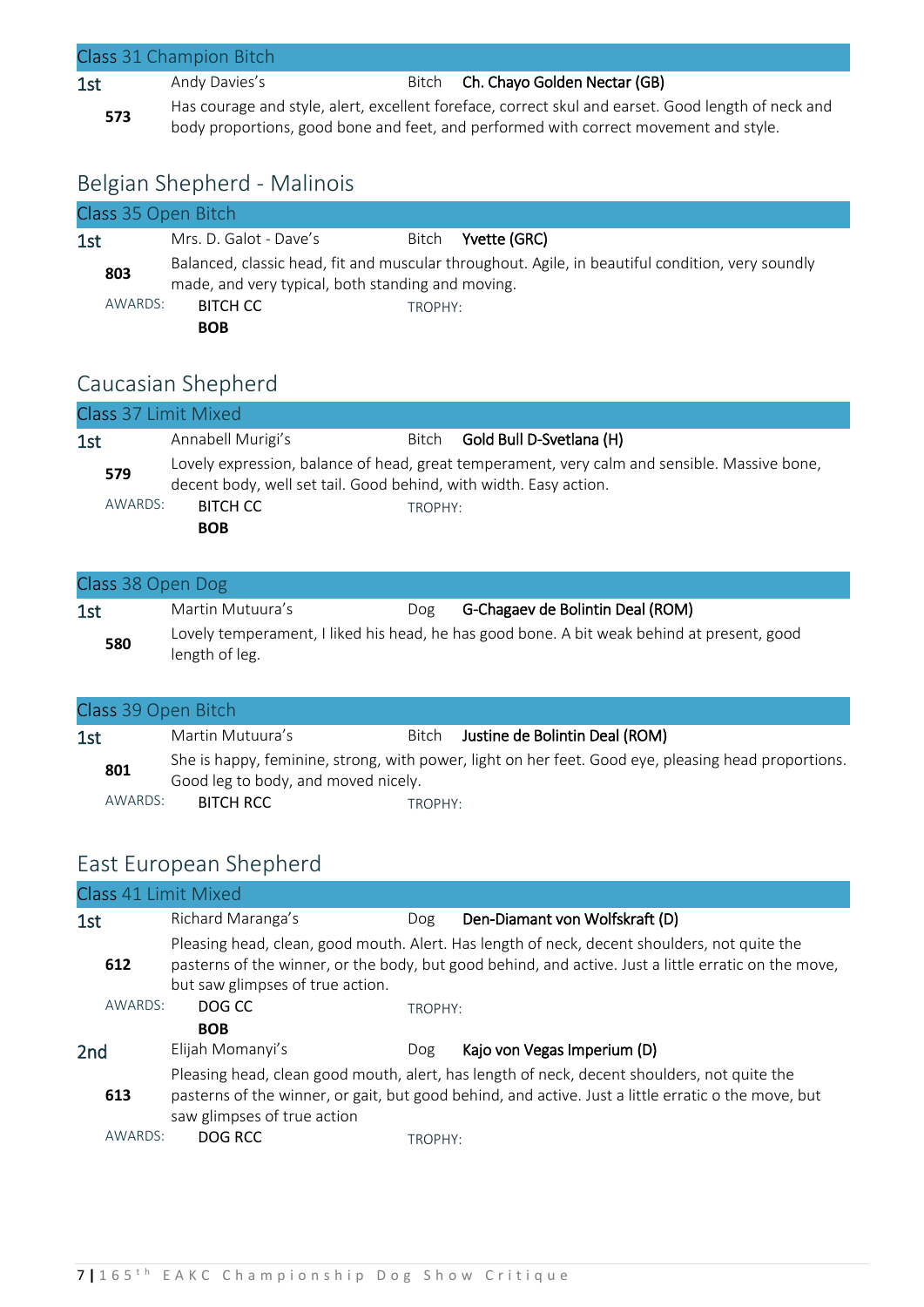### Class 31 Champion Bitch

**1st** — 573 — Andy Davies's — Bitch — **Ch. Chayo Golden Nectar (GB)**

Has courage and style, alert, excellent foreface, correct skul and earset. Good length of neck and body proportions, good bone and feet, and performed with correct movement and style.

## Belgian Shepherd - Malinois

### Class 35 Open Bitch

**1st** — 803 — Mrs. D. Galot - Dave's — Bitch — **Yvette (GRC)**

Balanced, classic head, fit and muscular throughout. Agile, in beautiful condition, very soundly made, and very typical, both standing and moving.

AWARDS: BITCH CC, **BOB** — TROPHY:

## Caucasian Shepherd

### Class 37 Limit Mixed

**1st** — 579 — Annabell Murigi's — Bitch — **Gold Bull D-Svetlana (H)**

Lovely expression, balance of head, great temperament, very calm and sensible. Massive bone, decent body, well set tail. Good behind, with width. Easy action.

AWARDS: BITCH CC, **BOB** — TROPHY:

### Class 38 Open Dog

**1st** — 580 — Martin Mutuura's — Dog — **G-Chagaev de Bolintin Deal (ROM)**

Lovely temperament, I liked his head, he has good bone. A bit weak behind at present, good length of leg.

### Class 39 Open Bitch

**1st** — 801 — Martin Mutuura's — Bitch — **Justine de Bolintin Deal (ROM)**

She is happy, feminine, strong, with power, light on her feet. Good eye, pleasing head proportions. Good leg to body, and moved nicely.

AWARDS: BITCH RCC — TROPHY:

## East European Shepherd

### Class 41 Limit Mixed

**1st** — 612 — Richard Maranga's — Dog — **Den-Diamant von Wolfskraft (D)**

Pleasing head, clean, good mouth. Alert. Has length of neck, decent shoulders, not quite the pasterns of the winner, or the body, but good behind, and active. Just a little erratic on the move, but saw glimpses of true action.

AWARDS: DOG CC, **BOB** — TROPHY:

**2nd** — 613 — Elijah Momanyi's — Dog — **Kajo von Vegas Imperium (D)**

Pleasing head, clean good mouth, alert, has length of neck, decent shoulders, not quite the pasterns of the winner, or gait, but good behind, and active. Just a little erratic o the move, but saw glimpses of true action

AWARDS: DOG RCC — TROPHY: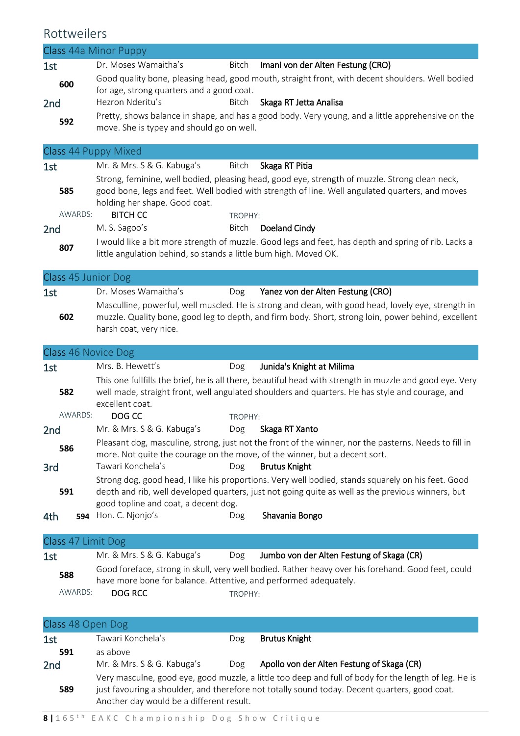# Rottweilers

## Class 44a Minor Puppy

**1st** — **600** — Dr. Moses Wamaitha's — Bitch — **Imani von der Alten Festung (CRO)**

Good quality bone, pleasing head, good mouth, straight front, with decent shoulders. Well bodied for age, strong quarters and a good coat.

**2nd** — **592** — Hezron Nderitu's — Bitch — **Skaga RT Jetta Analisa**

Pretty, shows balance in shape, and has a good body. Very young, and a little apprehensive on the move. She is typey and should go on well.

## Class 44 Puppy Mixed

**1st** — **585** — Mr. & Mrs. S & G. Kabuga's — Bitch — **Skaga RT Pitia**

Strong, feminine, well bodied, pleasing head, good eye, strength of muzzle. Strong clean neck, good bone, legs and feet. Well bodied with strength of line. Well angulated quarters, and moves holding her shape. Good coat.

AWARDS: BITCH CC TROPHY:

**2nd** — **807** — M. S. Sagoo's — Bitch — **Doeland Cindy**

I would like a bit more strength of muzzle. Good legs and feet, has depth and spring of rib. Lacks a little angulation behind, so stands a little bum high. Moved OK.

## Class 45 Junior Dog

**1st** — **602** — Dr. Moses Wamaitha's — Dog — **Yanez von der Alten Festung (CRO)**

Masculline, powerful, well muscled. He is strong and clean, with good head, lovely eye, strength in muzzle. Quality bone, good leg to depth, and firm body. Short, strong loin, power behind, excellent harsh coat, very nice.

## Class 46 Novice Dog

**1st** — **582** — Mrs. B. Hewett's — Dog — **Junida's Knight at Milima**

This one fullfills the brief, he is all there, beautiful head with strength in muzzle and good eye. Very well made, straight front, well angulated shoulders and quarters. He has style and courage, and excellent coat.

AWARDS: DOG CC TROPHY:

**2nd** — **586** — Mr. & Mrs. S & G. Kabuga's — Dog — **Skaga RT Xanto**

Pleasant dog, masculine, strong, just not the front of the winner, nor the pasterns. Needs to fill in more. Not quite the courage on the move, of the winner, but a decent sort.

**3rd** — **591** — Tawari Konchela's — Dog — **Brutus Knight**

Strong dog, good head, I like his proportions. Very well bodied, stands squarely on his feet. Good depth and rib, well developed quarters, just not going quite as well as the previous winners, but good topline and coat, a decent dog.

**4th** — **594** — Hon. C. Njonjo's — Dog — **Shavania Bongo**

## Class 47 Limit Dog

**1st** — **588** — Mr. & Mrs. S & G. Kabuga's — Dog — **Jumbo von der Alten Festung of Skaga (CR)**

Good foreface, strong in skull, very well bodied. Rather heavy over his forehand. Good feet, could have more bone for balance. Attentive, and performed adequately.

AWARDS: DOG RCC TROPHY:

## Class 48 Open Dog

**1st** — **591** — Tawari Konchela's — Dog — **Brutus Knight**

as above

**2nd** — **589** — Mr. & Mrs. S & G. Kabuga's — Dog — **Apollo von der Alten Festung of Skaga (CR)**

Very masculne, good eye, good muzzle, a little too deep and full of body for the length of leg. He is just favouring a shoulder, and therefore not totally sound today. Decent quarters, good coat. Another day would be a different result.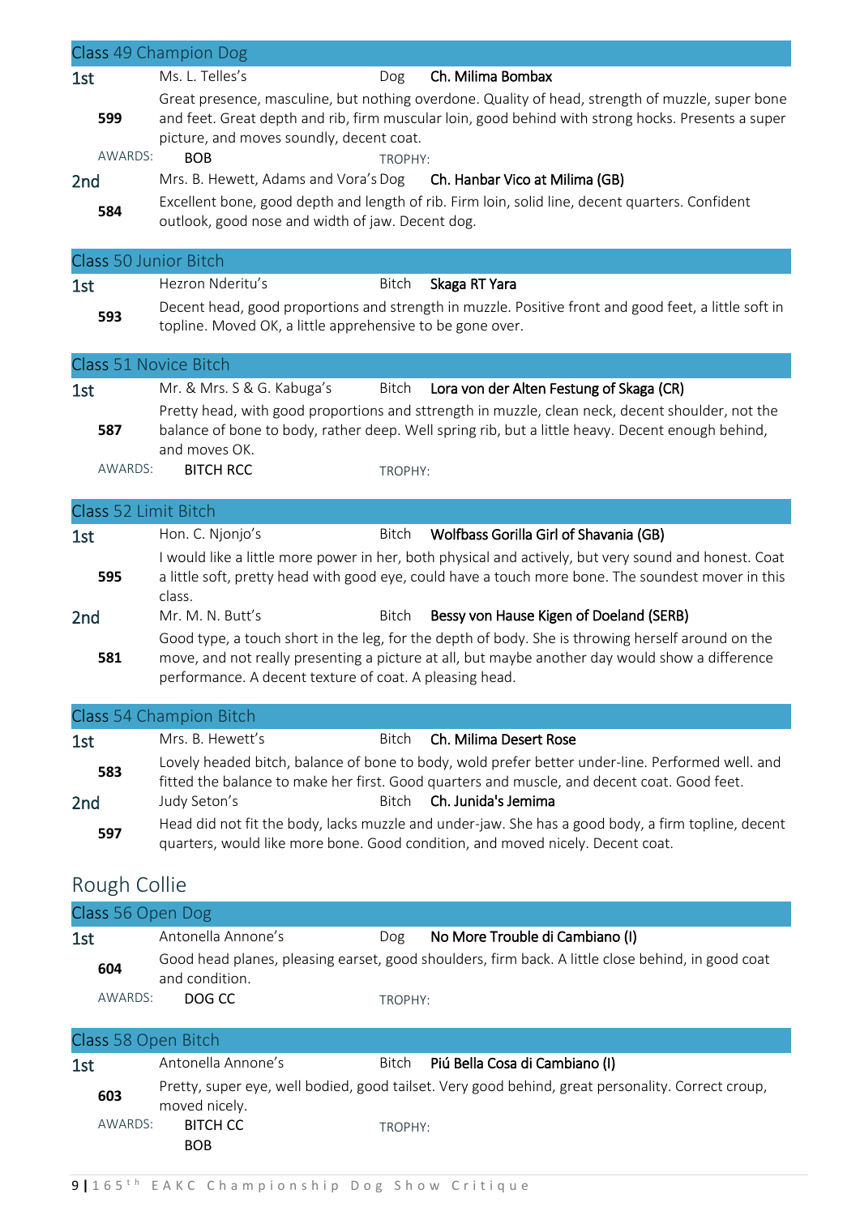### Class 49 Champion Dog

**1st** — Ms. L. Telles's — Dog — **Ch. Milima Bombax**

**599**

Great presence, masculine, but nothing overdone. Quality of head, strength of muzzle, super bone and feet. Great depth and rib, firm muscular loin, good behind with strong hocks. Presents a super picture, and moves soundly, decent coat.

AWARDS: BOB — TROPHY:

**2nd** — Mrs. B. Hewett, Adams and Vora's Dog — **Ch. Hanbar Vico at Milima (GB)**

**584**

Excellent bone, good depth and length of rib. Firm loin, solid line, decent quarters. Confident outlook, good nose and width of jaw. Decent dog.

### Class 50 Junior Bitch

**1st** — Hezron Nderitu's — Bitch — **Skaga RT Yara**

**593**

Decent head, good proportions and strength in muzzle. Positive front and good feet, a little soft in topline. Moved OK, a little apprehensive to be gone over.

### Class 51 Novice Bitch

**1st** — Mr. & Mrs. S & G. Kabuga's — Bitch — **Lora von der Alten Festung of Skaga (CR)**

**587**

Pretty head, with good proportions and sttrength in muzzle, clean neck, decent shoulder, not the balance of bone to body, rather deep. Well spring rib, but a little heavy. Decent enough behind, and moves OK.

AWARDS: BITCH RCC — TROPHY:

### Class 52 Limit Bitch

**1st** — Hon. C. Njonjo's — Bitch — **Wolfbass Gorilla Girl of Shavania (GB)**

**595**

I would like a little more power in her, both physical and actively, but very sound and honest. Coat a little soft, pretty head with good eye, could have a touch more bone. The soundest mover in this class.

**2nd** — Mr. M. N. Butt's — Bitch — **Bessy von Hause Kigen of Doeland (SERB)**

**581**

Good type, a touch short in the leg, for the depth of body. She is throwing herself around on the move, and not really presenting a picture at all, but maybe another day would show a difference performance. A decent texture of coat. A pleasing head.

### Class 54 Champion Bitch

**1st** — Mrs. B. Hewett's — Bitch — **Ch. Milima Desert Rose**

**583**

Lovely headed bitch, balance of bone to body, wold prefer better under-line. Performed well. and fitted the balance to make her first. Good quarters and muscle, and decent coat. Good feet.

**2nd** — Judy Seton's — Bitch — **Ch. Junida's Jemima**

**597**

Head did not fit the body, lacks muzzle and under-jaw. She has a good body, a firm topline, decent quarters, would like more bone. Good condition, and moved nicely. Decent coat.

## Rough Collie

### Class 56 Open Dog

**1st** — Antonella Annone's — Dog — **No More Trouble di Cambiano (I)**

**604**

Good head planes, pleasing earset, good shoulders, firm back. A little close behind, in good coat and condition.

AWARDS: DOG CC — TROPHY:

### Class 58 Open Bitch

**1st** — Antonella Annone's — Bitch — **Piú Bella Cosa di Cambiano (I)**

**603**

Pretty, super eye, well bodied, good tailset. Very good behind, great personality. Correct croup, moved nicely.

AWARDS: BITCH CC, BOB — TROPHY: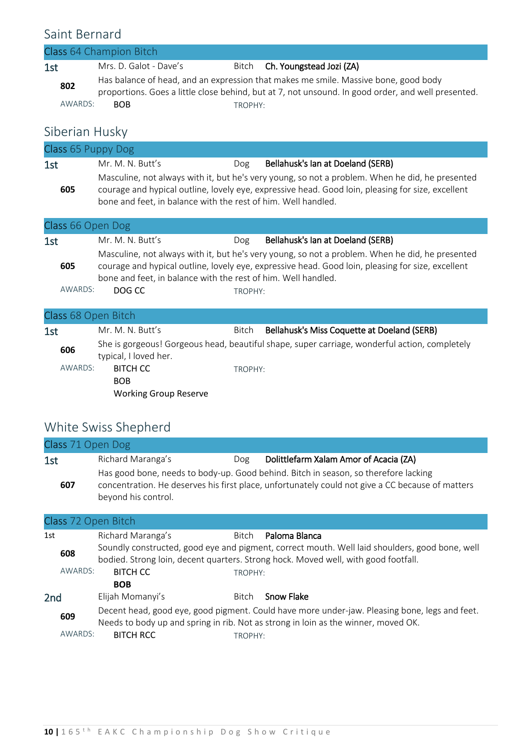## Saint Bernard

### Class 64 Champion Bitch

**1st** — Mrs. D. Galot - Dave's — Bitch — **Ch. Youngstead Jozi (ZA)**

**802** — Has balance of head, and an expression that makes me smile. Massive bone, good body proportions. Goes a little close behind, but at 7, not unsound. In good order, and well presented.

AWARDS: **BOB** — TROPHY:

## Siberian Husky

### Class 65 Puppy Dog

**1st** — Mr. M. N. Butt's — Dog — **Bellahusk's Ian at Doeland (SERB)**

**605** — Masculine, not always with it, but he's very young, so not a problem. When he did, he presented courage and hypical outline, lovely eye, expressive head. Good loin, pleasing for size, excellent bone and feet, in balance with the rest of him. Well handled.

### Class 66 Open Dog

**1st** — Mr. M. N. Butt's — Dog — **Bellahusk's Ian at Doeland (SERB)**

**605** — Masculine, not always with it, but he's very young, so not a problem. When he did, he presented courage and hypical outline, lovely eye, expressive head. Good loin, pleasing for size, excellent bone and feet, in balance with the rest of him. Well handled.

AWARDS: DOG CC — TROPHY:

### Class 68 Open Bitch

**1st** — Mr. M. N. Butt's — Bitch — **Bellahusk's Miss Coquette at Doeland (SERB)**

**606** — She is gorgeous! Gorgeous head, beautiful shape, super carriage, wonderful action, completely typical, I loved her.

AWARDS: BITCH CC, BOB, Working Group Reserve — TROPHY:

## White Swiss Shepherd

### Class 71 Open Dog

**1st** — Richard Maranga's — Dog — **Dolittlefarm Xalam Amor of Acacia (ZA)**

**607** — Has good bone, needs to body-up. Good behind. Bitch in season, so therefore lacking concentration. He deserves his first place, unfortunately could not give a CC because of matters beyond his control.

### Class 72 Open Bitch

**1st** — Richard Maranga's — Bitch — **Paloma Blanca**

**608** — Soundly constructed, good eye and pigment, correct mouth. Well laid shoulders, good bone, well bodied. Strong loin, decent quarters. Strong hock. Moved well, with good footfall.

AWARDS: BITCH CC, **BOB** — TROPHY:

**2nd** — Elijah Momanyi's — Bitch — **Snow Flake**

**609** — Decent head, good eye, good pigment. Could have more under-jaw. Pleasing bone, legs and feet. Needs to body up and spring in rib. Not as strong in loin as the winner, moved OK.

AWARDS: BITCH RCC — TROPHY: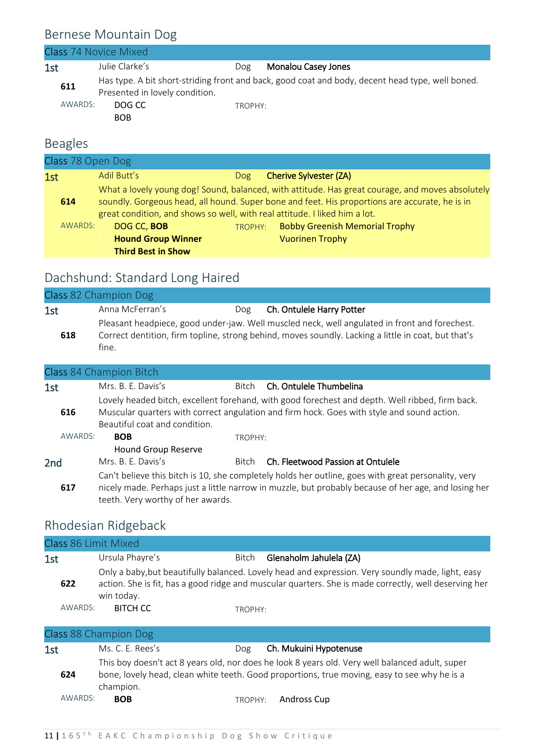## Bernese Mountain Dog

### Class 74 Novice Mixed

**1st** — **611** — Julie Clarke's — Dog — **Monalou Casey Jones**

Has type. A bit short-striding front and back, good coat and body, decent head type, well boned. Presented in lovely condition.

AWARDS: DOG CC, BOB
TROPHY:

## Beagles

### Class 78 Open Dog

**1st** — **614** — Adil Butt's — Dog — **Cherive Sylvester (ZA)**

What a lovely young dog! Sound, balanced, with attitude. Has great courage, and moves absolutely soundly. Gorgeous head, all hound. Super bone and feet. His proportions are accurate, he is in great condition, and shows so well, with real attitude. I liked him a lot.

AWARDS: DOG CC, **BOB**, **Hound Group Winner**, **Third Best in Show**
TROPHY: Bobby Greenish Memorial Trophy, Vuorinen Trophy

## Dachshund: Standard Long Haired

### Class 82 Champion Dog

**1st** — **618** — Anna McFerran's — Dog — **Ch. Ontulele Harry Potter**

Pleasant headpiece, good under-jaw. Well muscled neck, well angulated in front and forechest. Correct dentition, firm topline, strong behind, moves soundly. Lacking a little in coat, but that's fine.

### Class 84 Champion Bitch

**1st** — **616** — Mrs. B. E. Davis's — Bitch — **Ch. Ontulele Thumbelina**

Lovely headed bitch, excellent forehand, with good forechest and depth. Well ribbed, firm back. Muscular quarters with correct angulation and firm hock. Goes with style and sound action. Beautiful coat and condition.

AWARDS: **BOB**, Hound Group Reserve
TROPHY:

**2nd** — **617** — Mrs. B. E. Davis's — Bitch — **Ch. Fleetwood Passion at Ontulele**

Can't believe this bitch is 10, she completely holds her outline, goes with great personality, very nicely made. Perhaps just a little narrow in muzzle, but probably because of her age, and losing her teeth. Very worthy of her awards.

## Rhodesian Ridgeback

### Class 86 Limit Mixed

**1st** — **622** — Ursula Phayre's — Bitch — **Glenaholm Jahulela (ZA)**

Only a baby,but beautifully balanced. Lovely head and expression. Very soundly made, light, easy action. She is fit, has a good ridge and muscular quarters. She is made correctly, well deserving her win today.

AWARDS: BITCH CC
TROPHY:

### Class 88 Champion Dog

**1st** — **624** — Ms. C. E. Rees's — Dog — **Ch. Mukuini Hypotenuse**

This boy doesn't act 8 years old, nor does he look 8 years old. Very well balanced adult, super bone, lovely head, clean white teeth. Good proportions, true moving, easy to see why he is a champion.

AWARDS: **BOB**
TROPHY: Andross Cup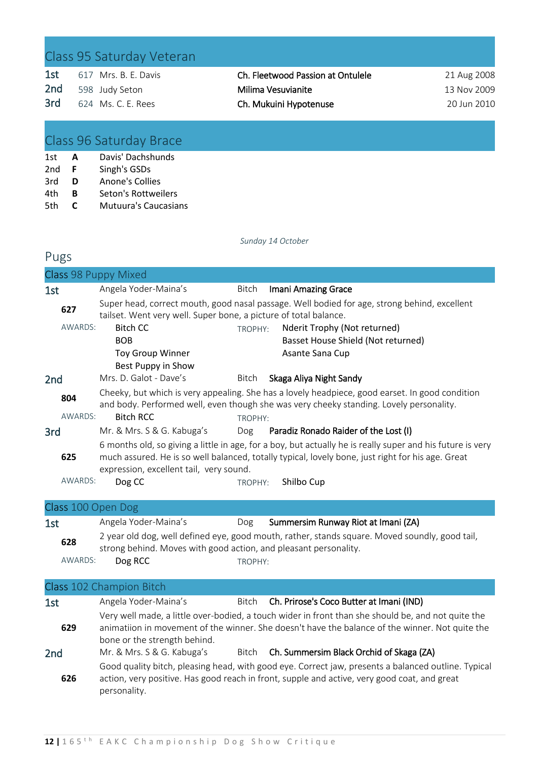## Class 95 Saturday Veteran

| | | | | |
|---|---|---|---|---|
| 1st | 617 | Mrs. B. E. Davis | Ch. Fleetwood Passion at Ontulele | 21 Aug 2008 |
| 2nd | 598 | Judy Seton | Milima Vesuvianite | 13 Nov 2009 |
| 3rd | 624 | Ms. C. E. Rees | Ch. Mukuini Hypotenuse | 20 Jun 2010 |

## Class 96 Saturday Brace

| | | |
|---|---|---|
| 1st | **A** | Davis' Dachshunds |
| 2nd | **F** | Singh's GSDs |
| 3rd | **D** | Anone's Collies |
| 4th | **B** | Seton's Rottweilers |
| 5th | **C** | Mutuura's Caucasians |

*Sunday 14 October*

# Pugs

## Class 98 Puppy Mixed

**1st** — **627** — Angela Yoder-Maina's — Bitch — **Imani Amazing Grace**

Super head, correct mouth, good nasal passage. Well bodied for age, strong behind, excellent tailset. Went very well. Super bone, a picture of total balance.

AWARDS: Bitch CC, BOB, Toy Group Winner, Best Puppy in Show

TROPHY: Nderit Trophy (Not returned), Basset House Shield (Not returned), Asante Sana Cup

**2nd** — **804** — Mrs. D. Galot - Dave's — Bitch — **Skaga Aliya Night Sandy**

Cheeky, but which is very appealing. She has a lovely headpiece, good earset. In good condition and body. Performed well, even though she was very cheeky standing. Lovely personality.

AWARDS: Bitch RCC

TROPHY:

**3rd** — **625** — Mr. & Mrs. S & G. Kabuga's — Dog — **Paradiz Ronado Raider of the Lost (I)**

6 months old, so giving a little in age, for a boy, but actually he is really super and his future is very much assured. He is so well balanced, totally typical, lovely bone, just right for his age. Great expression, excellent tail, very sound.

AWARDS: Dog CC

TROPHY: Shilbo Cup

## Class 100 Open Dog

**1st** — **628** — Angela Yoder-Maina's — Dog — **Summersim Runway Riot at Imani (ZA)**

2 year old dog, well defined eye, good mouth, rather, stands square. Moved soundly, good tail, strong behind. Moves with good action, and pleasant personality.

AWARDS: Dog RCC

TROPHY:

## Class 102 Champion Bitch

**1st** — **629** — Angela Yoder-Maina's — Bitch — **Ch. Prirose's Coco Butter at Imani (IND)**

Very well made, a little over-bodied, a touch wider in front than she should be, and not quite the animatiion in movement of the winner. She doesn't have the balance of the winner. Not quite the bone or the strength behind.

**2nd** — **626** — Mr. & Mrs. S & G. Kabuga's — Bitch — **Ch. Summersim Black Orchid of Skaga (ZA)**

Good quality bitch, pleasing head, with good eye. Correct jaw, presents a balanced outline. Typical action, very positive. Has good reach in front, supple and active, very good coat, and great personality.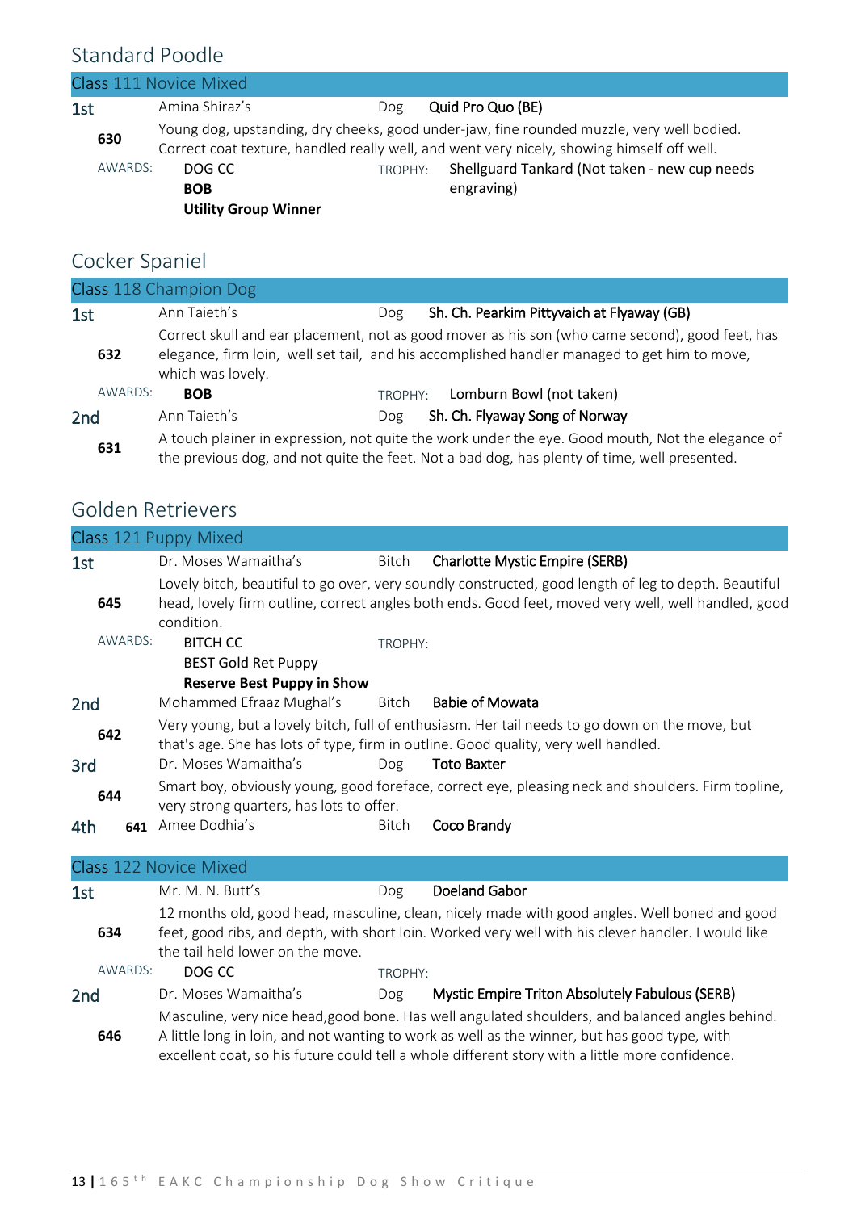## Standard Poodle

### Class 111 Novice Mixed

**1st** — Amina Shiraz's — Dog — **Quid Pro Quo (BE)**

**630**

Young dog, upstanding, dry cheeks, good under-jaw, fine rounded muzzle, very well bodied. Correct coat texture, handled really well, and went very nicely, showing himself off well.

AWARDS: DOG CC
**BOB**
**Utility Group Winner**

TROPHY: Shellguard Tankard (Not taken - new cup needs engraving)

## Cocker Spaniel

### Class 118 Champion Dog

**1st** — Ann Taieth's — Dog — **Sh. Ch. Pearkim Pittyvaich at Flyaway (GB)**

**632**

Correct skull and ear placement, not as good mover as his son (who came second), good feet, has elegance, firm loin, well set tail, and his accomplished handler managed to get him to move, which was lovely.

AWARDS: **BOB**

TROPHY: Lomburn Bowl (not taken)

**2nd** — Ann Taieth's — Dog — **Sh. Ch. Flyaway Song of Norway**

**631**

A touch plainer in expression, not quite the work under the eye. Good mouth, Not the elegance of the previous dog, and not quite the feet. Not a bad dog, has plenty of time, well presented.

## Golden Retrievers

### Class 121 Puppy Mixed

**1st** — Dr. Moses Wamaitha's — Bitch — **Charlotte Mystic Empire (SERB)**

**645**

Lovely bitch, beautiful to go over, very soundly constructed, good length of leg to depth. Beautiful head, lovely firm outline, correct angles both ends. Good feet, moved very well, well handled, good condition.

AWARDS: BITCH CC
BEST Gold Ret Puppy
**Reserve Best Puppy in Show**

TROPHY:

**2nd** — Mohammed Efraaz Mughal's — Bitch — **Babie of Mowata**

**642**

Very young, but a lovely bitch, full of enthusiasm. Her tail needs to go down on the move, but that's age. She has lots of type, firm in outline. Good quality, very well handled.

**3rd** — Dr. Moses Wamaitha's — Dog — **Toto Baxter**

**644**

Smart boy, obviously young, good foreface, correct eye, pleasing neck and shoulders. Firm topline, very strong quarters, has lots to offer.

**4th** — **641** — Amee Dodhia's — Bitch — **Coco Brandy**

### Class 122 Novice Mixed

**1st** — Mr. M. N. Butt's — Dog — **Doeland Gabor**

**634**

12 months old, good head, masculine, clean, nicely made with good angles. Well boned and good feet, good ribs, and depth, with short loin. Worked very well with his clever handler. I would like the tail held lower on the move.

AWARDS: DOG CC

TROPHY:

**2nd** — Dr. Moses Wamaitha's — Dog — **Mystic Empire Triton Absolutely Fabulous (SERB)**

**646**

Masculine, very nice head,good bone. Has well angulated shoulders, and balanced angles behind. A little long in loin, and not wanting to work as well as the winner, but has good type, with excellent coat, so his future could tell a whole different story with a little more confidence.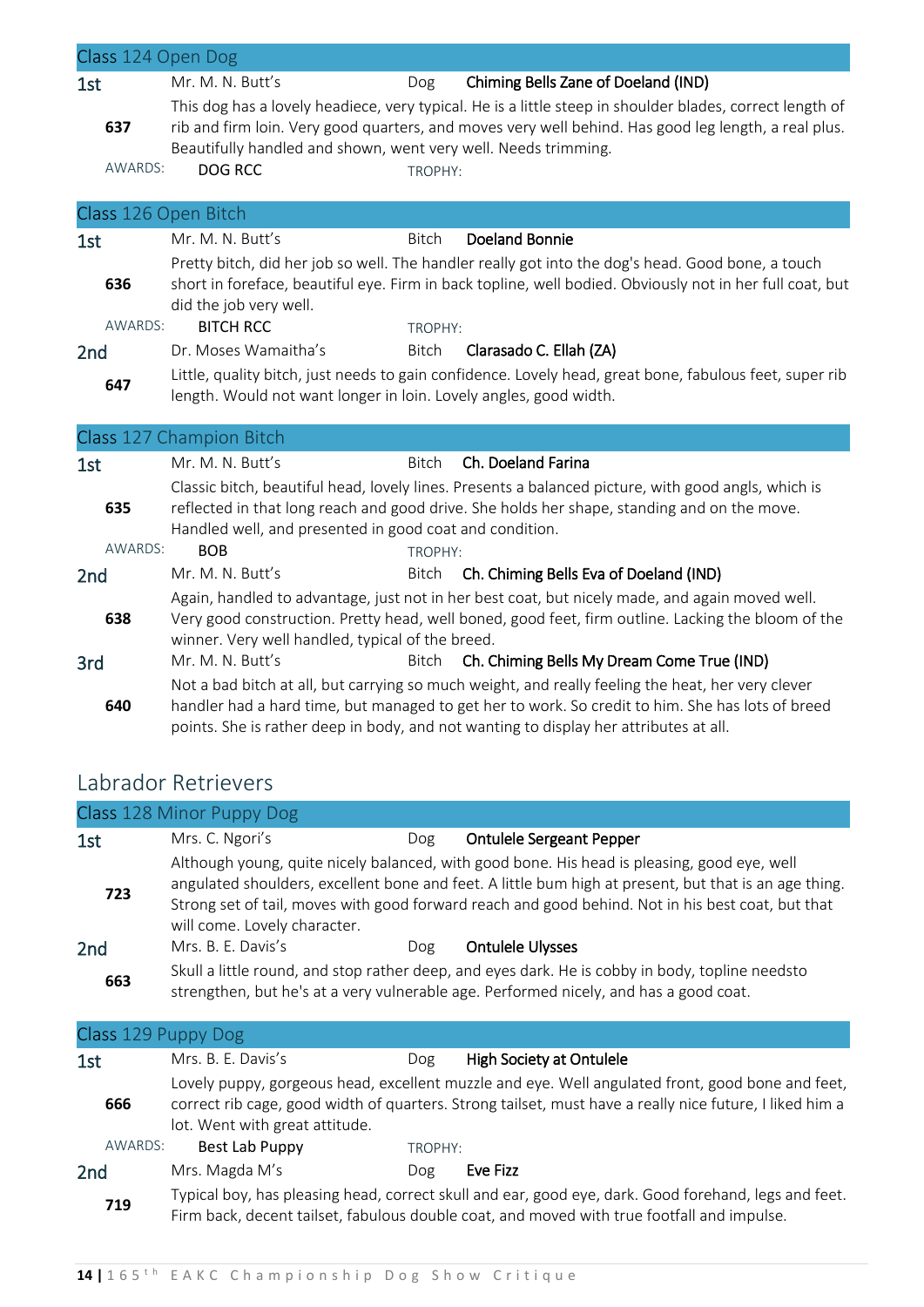### Class 124 Open Dog

**1st** — Mr. M. N. Butt's — Dog — **Chiming Bells Zane of Doeland (IND)**

**637**

This dog has a lovely headiece, very typical. He is a little steep in shoulder blades, correct length of rib and firm loin. Very good quarters, and moves very well behind. Has good leg length, a real plus. Beautifully handled and shown, went very well. Needs trimming.

AWARDS: **DOG RCC** TROPHY:

### Class 126 Open Bitch

**1st** — Mr. M. N. Butt's — Bitch — **Doeland Bonnie**

**636**

Pretty bitch, did her job so well. The handler really got into the dog's head. Good bone, a touch short in foreface, beautiful eye. Firm in back topline, well bodied. Obviously not in her full coat, but did the job very well.

AWARDS: **BITCH RCC** TROPHY:

**2nd** — Dr. Moses Wamaitha's — Bitch — **Clarasado C. Ellah (ZA)**

**647**

Little, quality bitch, just needs to gain confidence. Lovely head, great bone, fabulous feet, super rib length. Would not want longer in loin. Lovely angles, good width.

### Class 127 Champion Bitch

**1st** — Mr. M. N. Butt's — Bitch — **Ch. Doeland Farina**

**635**

Classic bitch, beautiful head, lovely lines. Presents a balanced picture, with good angls, which is reflected in that long reach and good drive. She holds her shape, standing and on the move. Handled well, and presented in good coat and condition.

AWARDS: **BOB** TROPHY:

**2nd** — Mr. M. N. Butt's — Bitch — **Ch. Chiming Bells Eva of Doeland (IND)**

**638**

Again, handled to advantage, just not in her best coat, but nicely made, and again moved well. Very good construction. Pretty head, well boned, good feet, firm outline. Lacking the bloom of the winner. Very well handled, typical of the breed.

**3rd** — Mr. M. N. Butt's — Bitch — **Ch. Chiming Bells My Dream Come True (IND)**

**640**

Not a bad bitch at all, but carrying so much weight, and really feeling the heat, her very clever handler had a hard time, but managed to get her to work. So credit to him. She has lots of breed points. She is rather deep in body, and not wanting to display her attributes at all.

## Labrador Retrievers

### Class 128 Minor Puppy Dog

**1st** — Mrs. C. Ngori's — Dog — **Ontulele Sergeant Pepper**

**723**

Although young, quite nicely balanced, with good bone. His head is pleasing, good eye, well angulated shoulders, excellent bone and feet. A little bum high at present, but that is an age thing. Strong set of tail, moves with good forward reach and good behind. Not in his best coat, but that will come. Lovely character.

**2nd** — Mrs. B. E. Davis's — Dog — **Ontulele Ulysses**

**663**

Skull a little round, and stop rather deep, and eyes dark. He is cobby in body, topline needsto strengthen, but he's at a very vulnerable age. Performed nicely, and has a good coat.

### Class 129 Puppy Dog

**1st** — Mrs. B. E. Davis's — Dog — **High Society at Ontulele**

**666**

Lovely puppy, gorgeous head, excellent muzzle and eye. Well angulated front, good bone and feet, correct rib cage, good width of quarters. Strong tailset, must have a really nice future, I liked him a lot. Went with great attitude.

AWARDS: **Best Lab Puppy** TROPHY:

**2nd** — Mrs. Magda M's — Dog — **Eve Fizz**

**719**

Typical boy, has pleasing head, correct skull and ear, good eye, dark. Good forehand, legs and feet. Firm back, decent tailset, fabulous double coat, and moved with true footfall and impulse.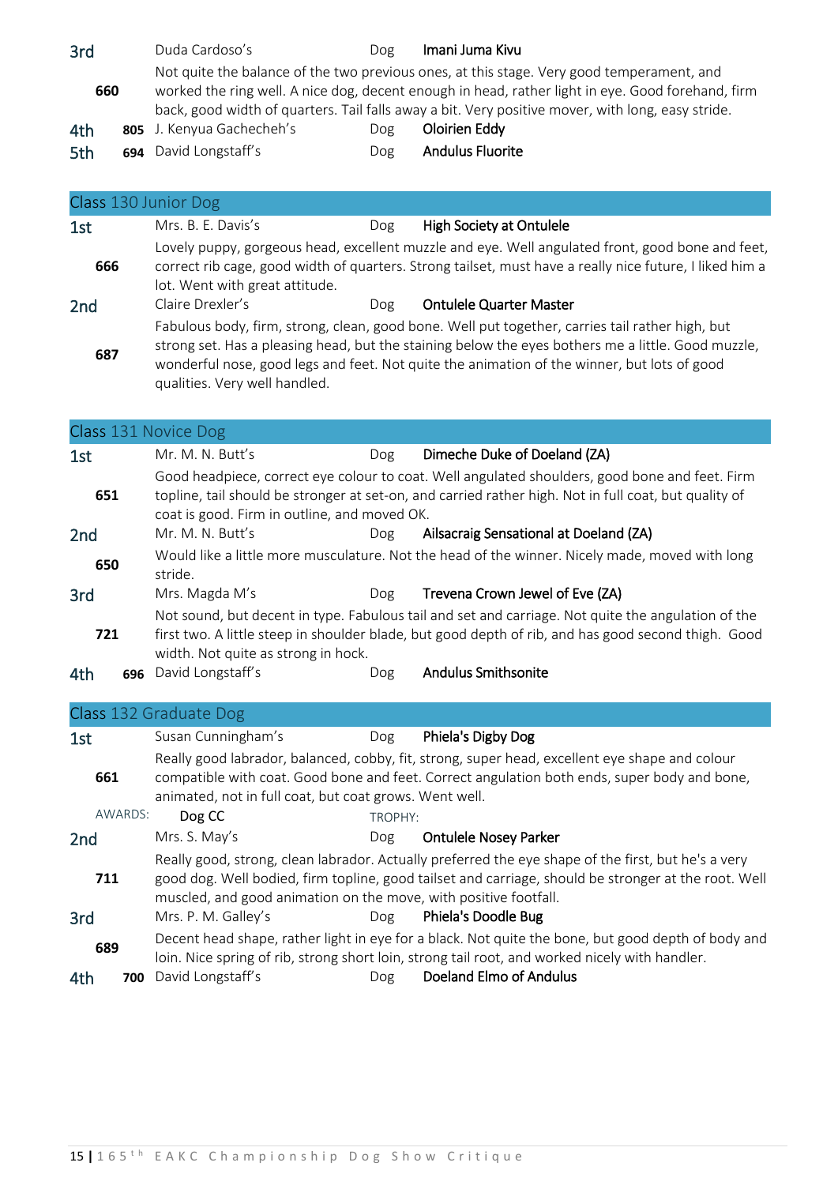**3rd** **660** Duda Cardoso's — Dog — **Imani Juma Kivu**

Not quite the balance of the two previous ones, at this stage. Very good temperament, and worked the ring well. A nice dog, decent enough in head, rather light in eye. Good forehand, firm back, good width of quarters. Tail falls away a bit. Very positive mover, with long, easy stride.

**4th** **805** J. Kenyua Gachecheh's — Dog — **Oloirien Eddy**

**5th** **694** David Longstaff's — Dog — **Andulus Fluorite**

## Class 130 Junior Dog

**1st** **666** Mrs. B. E. Davis's — Dog — **High Society at Ontulele**

Lovely puppy, gorgeous head, excellent muzzle and eye. Well angulated front, good bone and feet, correct rib cage, good width of quarters. Strong tailset, must have a really nice future, I liked him a lot. Went with great attitude.

**2nd** **687** Claire Drexler's — Dog — **Ontulele Quarter Master**

Fabulous body, firm, strong, clean, good bone. Well put together, carries tail rather high, but strong set. Has a pleasing head, but the staining below the eyes bothers me a little. Good muzzle, wonderful nose, good legs and feet. Not quite the animation of the winner, but lots of good qualities. Very well handled.

## Class 131 Novice Dog

**1st** **651** Mr. M. N. Butt's — Dog — **Dimeche Duke of Doeland (ZA)**

Good headpiece, correct eye colour to coat. Well angulated shoulders, good bone and feet. Firm topline, tail should be stronger at set-on, and carried rather high. Not in full coat, but quality of coat is good. Firm in outline, and moved OK.

**2nd** **650** Mr. M. N. Butt's — Dog — **Ailsacraig Sensational at Doeland (ZA)**

Would like a little more musculature. Not the head of the winner. Nicely made, moved with long stride.

**3rd** **721** Mrs. Magda M's — Dog — **Trevena Crown Jewel of Eve (ZA)**

Not sound, but decent in type. Fabulous tail and set and carriage. Not quite the angulation of the first two. A little steep in shoulder blade, but good depth of rib, and has good second thigh. Good width. Not quite as strong in hock.

**4th** **696** David Longstaff's — Dog — **Andulus Smithsonite**

## Class 132 Graduate Dog

**1st** **661** Susan Cunningham's — Dog — **Phiela's Digby Dog**

Really good labrador, balanced, cobby, fit, strong, super head, excellent eye shape and colour compatible with coat. Good bone and feet. Correct angulation both ends, super body and bone, animated, not in full coat, but coat grows. Went well.

AWARDS: Dog CC — TROPHY:

**2nd** **711** Mrs. S. May's — Dog — **Ontulele Nosey Parker**

Really good, strong, clean labrador. Actually preferred the eye shape of the first, but he's a very good dog. Well bodied, firm topline, good tailset and carriage, should be stronger at the root. Well muscled, and good animation on the move, with positive footfall.

**3rd** **689** Mrs. P. M. Galley's — Dog — **Phiela's Doodle Bug**

Decent head shape, rather light in eye for a black. Not quite the bone, but good depth of body and loin. Nice spring of rib, strong short loin, strong tail root, and worked nicely with handler.

**4th** **700** David Longstaff's — Dog — **Doeland Elmo of Andulus**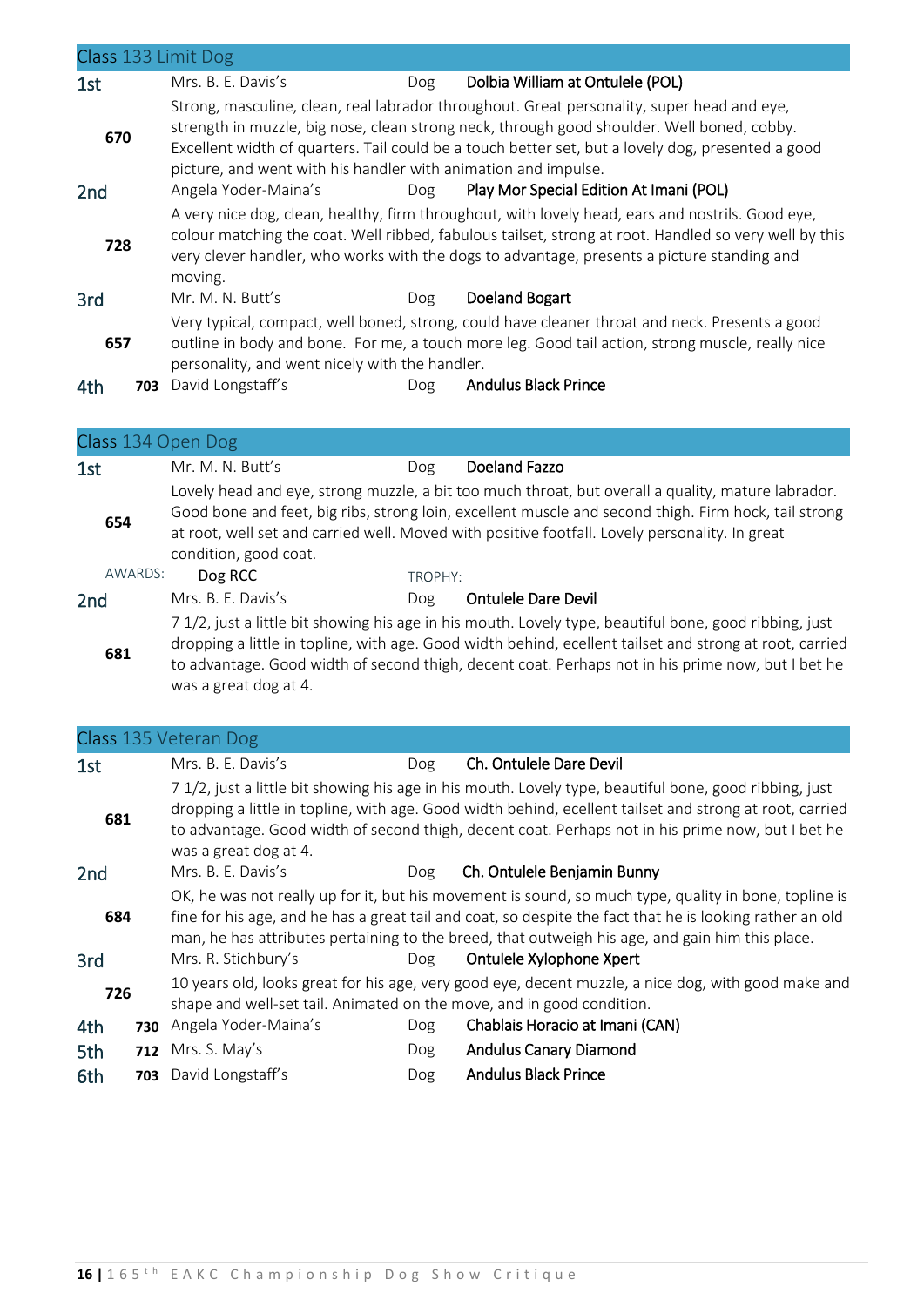## Class 133 Limit Dog

**1st** — **670** — Mrs. B. E. Davis's — Dog — **Dolbia William at Ontulele (POL)**

Strong, masculine, clean, real labrador throughout. Great personality, super head and eye, strength in muzzle, big nose, clean strong neck, through good shoulder. Well boned, cobby. Excellent width of quarters. Tail could be a touch better set, but a lovely dog, presented a good picture, and went with his handler with animation and impulse.

**2nd** — **728** — Angela Yoder-Maina's — Dog — **Play Mor Special Edition At Imani (POL)**

A very nice dog, clean, healthy, firm throughout, with lovely head, ears and nostrils. Good eye, colour matching the coat. Well ribbed, fabulous tailset, strong at root. Handled so very well by this very clever handler, who works with the dogs to advantage, presents a picture standing and moving.

**3rd** — **657** — Mr. M. N. Butt's — Dog — **Doeland Bogart**

Very typical, compact, well boned, strong, could have cleaner throat and neck. Presents a good outline in body and bone. For me, a touch more leg. Good tail action, strong muscle, really nice personality, and went nicely with the handler.

**4th** — **703** — David Longstaff's — Dog — **Andulus Black Prince**

## Class 134 Open Dog

**1st** — **654** — Mr. M. N. Butt's — Dog — **Doeland Fazzo**

Lovely head and eye, strong muzzle, a bit too much throat, but overall a quality, mature labrador. Good bone and feet, big ribs, strong loin, excellent muscle and second thigh. Firm hock, tail strong at root, well set and carried well. Moved with positive footfall. Lovely personality. In great condition, good coat.

AWARDS: **Dog RCC** TROPHY:

**2nd** — **681** — Mrs. B. E. Davis's — Dog — **Ontulele Dare Devil**

7 1/2, just a little bit showing his age in his mouth. Lovely type, beautiful bone, good ribbing, just dropping a little in topline, with age. Good width behind, ecellent tailset and strong at root, carried to advantage. Good width of second thigh, decent coat. Perhaps not in his prime now, but I bet he was a great dog at 4.

## Class 135 Veteran Dog

**1st** — **681** — Mrs. B. E. Davis's — Dog — **Ch. Ontulele Dare Devil**

7 1/2, just a little bit showing his age in his mouth. Lovely type, beautiful bone, good ribbing, just dropping a little in topline, with age. Good width behind, ecellent tailset and strong at root, carried to advantage. Good width of second thigh, decent coat. Perhaps not in his prime now, but I bet he was a great dog at 4.

**2nd** — **684** — Mrs. B. E. Davis's — Dog — **Ch. Ontulele Benjamin Bunny**

OK, he was not really up for it, but his movement is sound, so much type, quality in bone, topline is fine for his age, and he has a great tail and coat, so despite the fact that he is looking rather an old man, he has attributes pertaining to the breed, that outweigh his age, and gain him this place.

**3rd** — **726** — Mrs. R. Stichbury's — Dog — **Ontulele Xylophone Xpert**

10 years old, looks great for his age, very good eye, decent muzzle, a nice dog, with good make and shape and well-set tail. Animated on the move, and in good condition.

**4th** — **730** — Angela Yoder-Maina's — Dog — **Chablais Horacio at Imani (CAN)**

**5th** — **712** — Mrs. S. May's — Dog — **Andulus Canary Diamond**

**6th** — **703** — David Longstaff's — Dog — **Andulus Black Prince**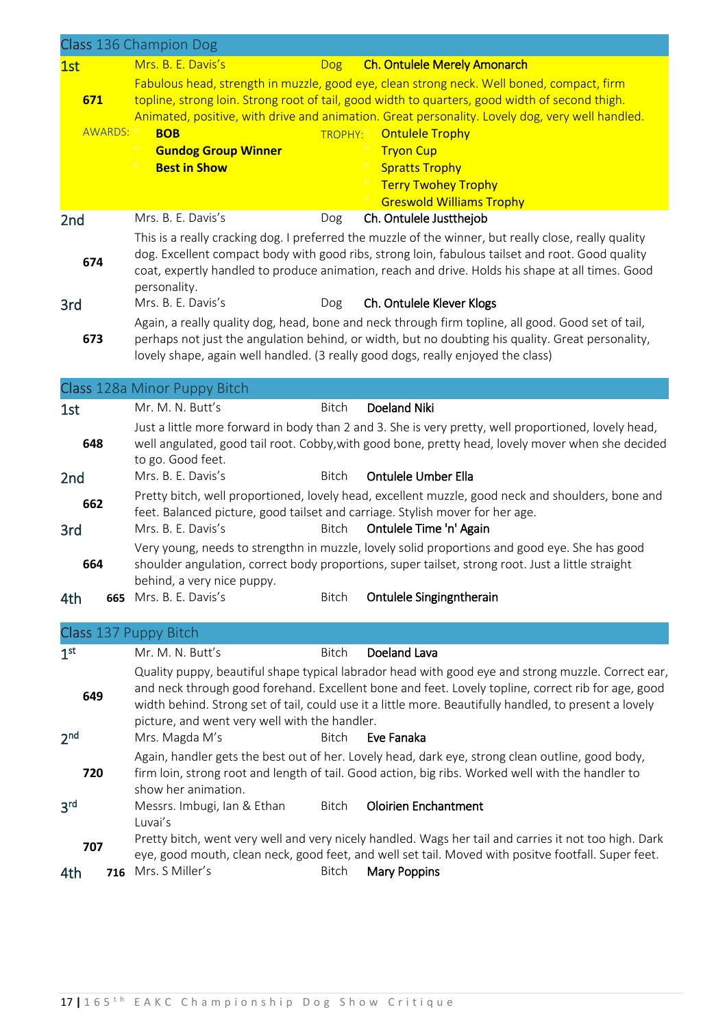## Class 136 Champion Dog

**1st** — 671 — Mrs. B. E. Davis's — Dog — **Ch. Ontulele Merely Amonarch**

Fabulous head, strength in muzzle, good eye, clean strong neck. Well boned, compact, firm topline, strong loin. Strong root of tail, good width to quarters, good width of second thigh. Animated, positive, with drive and animation. Great personality. Lovely dog, very well handled.

AWARDS:
- **BOB**
- **Gundog Group Winner**
- **Best in Show**

TROPHY:
- Ontulele Trophy
- Tryon Cup
- Spratts Trophy
- Terry Twohey Trophy
- Greswold Williams Trophy

**2nd** — 674 — Mrs. B. E. Davis's — Dog — **Ch. Ontulele Justthejob**

This is a really cracking dog. I preferred the muzzle of the winner, but really close, really quality dog. Excellent compact body with good ribs, strong loin, fabulous tailset and root. Good quality coat, expertly handled to produce animation, reach and drive. Holds his shape at all times. Good personality.

**3rd** — 673 — Mrs. B. E. Davis's — Dog — **Ch. Ontulele Klever Klogs**

Again, a really quality dog, head, bone and neck through firm topline, all good. Good set of tail, perhaps not just the angulation behind, or width, but no doubting his quality. Great personality, lovely shape, again well handled. (3 really good dogs, really enjoyed the class)

## Class 128a Minor Puppy Bitch

**1st** — 648 — Mr. M. N. Butt's — Bitch — **Doeland Niki**

Just a little more forward in body than 2 and 3. She is very pretty, well proportioned, lovely head, well angulated, good tail root. Cobby,with good bone, pretty head, lovely mover when she decided to go. Good feet.

**2nd** — 662 — Mrs. B. E. Davis's — Bitch — **Ontulele Umber Ella**

Pretty bitch, well proportioned, lovely head, excellent muzzle, good neck and shoulders, bone and feet. Balanced picture, good tailset and carriage. Stylish mover for her age.

**3rd** — 664 — Mrs. B. E. Davis's — Bitch — **Ontulele Time 'n' Again**

Very young, needs to strengthn in muzzle, lovely solid proportions and good eye. She has good shoulder angulation, correct body proportions, super tailset, strong root. Just a little straight behind, a very nice puppy.

**4th** — 665 — Mrs. B. E. Davis's — Bitch — **Ontulele Singingntherain**

## Class 137 Puppy Bitch

**1st** — 649 — Mr. M. N. Butt's — Bitch — **Doeland Lava**

Quality puppy, beautiful shape typical labrador head with good eye and strong muzzle. Correct ear, and neck through good forehand. Excellent bone and feet. Lovely topline, correct rib for age, good width behind. Strong set of tail, could use it a little more. Beautifully handled, to present a lovely picture, and went very well with the handler.

**2nd** — 720 — Mrs. Magda M's — Bitch — **Eve Fanaka**

Again, handler gets the best out of her. Lovely head, dark eye, strong clean outline, good body, firm loin, strong root and length of tail. Good action, big ribs. Worked well with the handler to show her animation.

**3rd** — 707 — Messrs. Imbugi, Ian & Ethan Luvai's — Bitch — **Oloirien Enchantment**

Pretty bitch, went very well and very nicely handled. Wags her tail and carries it not too high. Dark eye, good mouth, clean neck, good feet, and well set tail. Moved with positve footfall. Super feet.

**4th** — 716 — Mrs. S Miller's — Bitch — **Mary Poppins**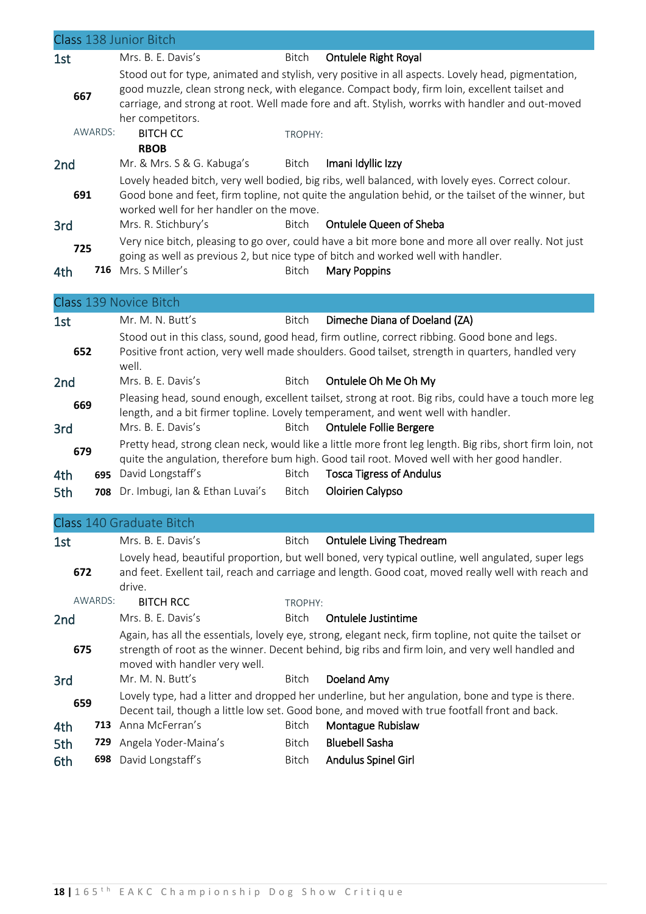## Class 138 Junior Bitch

**1st** — 667 — Mrs. B. E. Davis's — Bitch — **Ontulele Right Royal**

Stood out for type, animated and stylish, very positive in all aspects. Lovely head, pigmentation, good muzzle, clean strong neck, with elegance. Compact body, firm loin, excellent tailset and carriage, and strong at root. Well made fore and aft. Stylish, worrks with handler and out-moved her competitors.

AWARDS: **BITCH CC**, **RBOB** — TROPHY:

**2nd** — 691 — Mr. & Mrs. S & G. Kabuga's — Bitch — **Imani Idyllic Izzy**

Lovely headed bitch, very well bodied, big ribs, well balanced, with lovely eyes. Correct colour. Good bone and feet, firm topline, not quite the angulation behid, or the tailset of the winner, but worked well for her handler on the move.

**3rd** — 725 — Mrs. R. Stichbury's — Bitch — **Ontulele Queen of Sheba**

Very nice bitch, pleasing to go over, could have a bit more bone and more all over really. Not just going as well as previous 2, but nice type of bitch and worked well with handler.

**4th** — 716 — Mrs. S Miller's — Bitch — **Mary Poppins**

## Class 139 Novice Bitch

**1st** — 652 — Mr. M. N. Butt's — Bitch — **Dimeche Diana of Doeland (ZA)**

Stood out in this class, sound, good head, firm outline, correct ribbing. Good bone and legs. Positive front action, very well made shoulders. Good tailset, strength in quarters, handled very well.

**2nd** — 669 — Mrs. B. E. Davis's — Bitch — **Ontulele Oh Me Oh My**

Pleasing head, sound enough, excellent tailset, strong at root. Big ribs, could have a touch more leg length, and a bit firmer topline. Lovely temperament, and went well with handler.

**3rd** — 679 — Mrs. B. E. Davis's — Bitch — **Ontulele Follie Bergere**

Pretty head, strong clean neck, would like a little more front leg length. Big ribs, short firm loin, not quite the angulation, therefore bum high. Good tail root. Moved well with her good handler.

**4th** — 695 — David Longstaff's — Bitch — **Tosca Tigress of Andulus**

**5th** — 708 — Dr. Imbugi, Ian & Ethan Luvai's — Bitch — **Oloirien Calypso**

## Class 140 Graduate Bitch

**1st** — 672 — Mrs. B. E. Davis's — Bitch — **Ontulele Living Thedream**

Lovely head, beautiful proportion, but well boned, very typical outline, well angulated, super legs and feet. Exellent tail, reach and carriage and length. Good coat, moved really well with reach and drive.

AWARDS: **BITCH RCC** — TROPHY:

**2nd** — 675 — Mrs. B. E. Davis's — Bitch — **Ontulele Justintime**

Again, has all the essentials, lovely eye, strong, elegant neck, firm topline, not quite the tailset or strength of root as the winner. Decent behind, big ribs and firm loin, and very well handled and moved with handler very well.

**3rd** — 659 — Mr. M. N. Butt's — Bitch — **Doeland Amy**

Lovely type, had a litter and dropped her underline, but her angulation, bone and type is there. Decent tail, though a little low set. Good bone, and moved with true footfall front and back.

**4th** — 713 — Anna McFerran's — Bitch — **Montague Rubislaw**

**5th** — 729 — Angela Yoder-Maina's — Bitch — **Bluebell Sasha**

**6th** — 698 — David Longstaff's — Bitch — **Andulus Spinel Girl**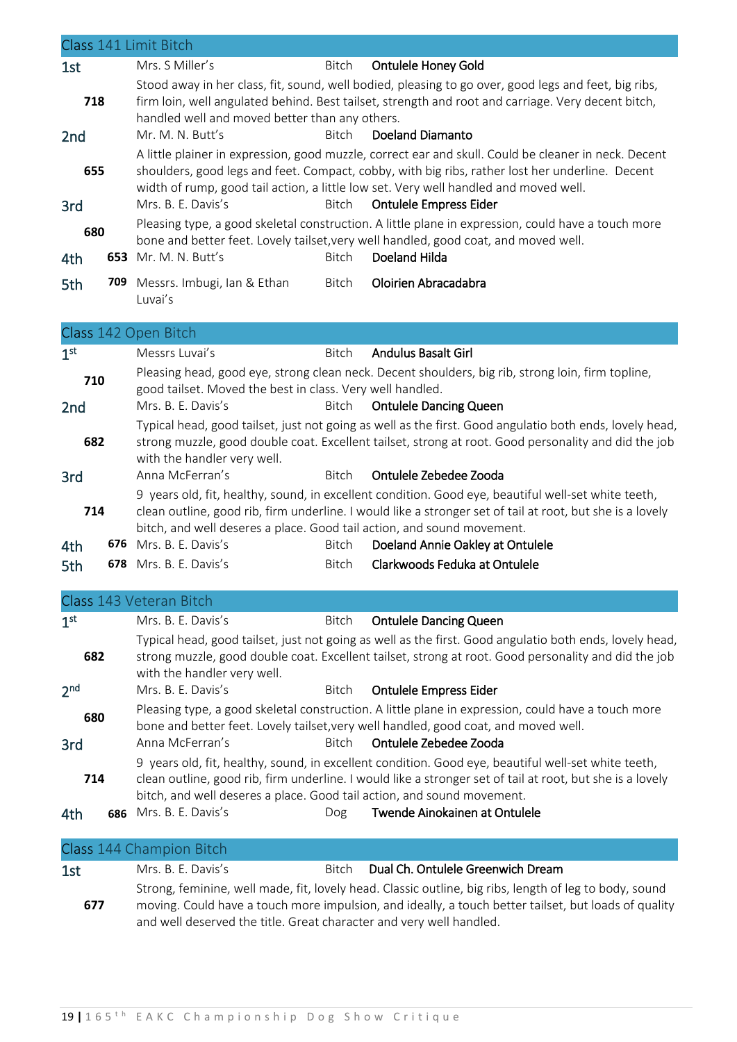## Class 141 Limit Bitch

**1st** — **718** — Mrs. S Miller's — Bitch — **Ontulele Honey Gold**

Stood away in her class, fit, sound, well bodied, pleasing to go over, good legs and feet, big ribs, firm loin, well angulated behind. Best tailset, strength and root and carriage. Very decent bitch, handled well and moved better than any others.

**2nd** — **655** — Mr. M. N. Butt's — Bitch — **Doeland Diamanto**

A little plainer in expression, good muzzle, correct ear and skull. Could be cleaner in neck. Decent shoulders, good legs and feet. Compact, cobby, with big ribs, rather lost her underline. Decent width of rump, good tail action, a little low set. Very well handled and moved well.

**3rd** — **680** — Mrs. B. E. Davis's — Bitch — **Ontulele Empress Eider**

Pleasing type, a good skeletal construction. A little plane in expression, could have a touch more bone and better feet. Lovely tailset,very well handled, good coat, and moved well.

**4th** — **653** — Mr. M. N. Butt's — Bitch — **Doeland Hilda**

**5th** — **709** — Messrs. Imbugi, Ian & Ethan Luvai's — Bitch — **Oloirien Abracadabra**

## Class 142 Open Bitch

**1st** — **710** — Messrs Luvai's — Bitch — **Andulus Basalt Girl**

Pleasing head, good eye, strong clean neck. Decent shoulders, big rib, strong loin, firm topline, good tailset. Moved the best in class. Very well handled.

**2nd** — **682** — Mrs. B. E. Davis's — Bitch — **Ontulele Dancing Queen**

Typical head, good tailset, just not going as well as the first. Good angulatio both ends, lovely head, strong muzzle, good double coat. Excellent tailset, strong at root. Good personality and did the job with the handler very well.

**3rd** — **714** — Anna McFerran's — Bitch — **Ontulele Zebedee Zooda**

9 years old, fit, healthy, sound, in excellent condition. Good eye, beautiful well-set white teeth, clean outline, good rib, firm underline. I would like a stronger set of tail at root, but she is a lovely bitch, and well deseres a place. Good tail action, and sound movement.

**4th** — **676** — Mrs. B. E. Davis's — Bitch — **Doeland Annie Oakley at Ontulele**

**5th** — **678** — Mrs. B. E. Davis's — Bitch — **Clarkwoods Feduka at Ontulele**

## Class 143 Veteran Bitch

**1st** — **682** — Mrs. B. E. Davis's — Bitch — **Ontulele Dancing Queen**

Typical head, good tailset, just not going as well as the first. Good angulatio both ends, lovely head, strong muzzle, good double coat. Excellent tailset, strong at root. Good personality and did the job with the handler very well.

**2nd** — **680** — Mrs. B. E. Davis's — Bitch — **Ontulele Empress Eider**

Pleasing type, a good skeletal construction. A little plane in expression, could have a touch more bone and better feet. Lovely tailset,very well handled, good coat, and moved well.

**3rd** — **714** — Anna McFerran's — Bitch — **Ontulele Zebedee Zooda**

9 years old, fit, healthy, sound, in excellent condition. Good eye, beautiful well-set white teeth, clean outline, good rib, firm underline. I would like a stronger set of tail at root, but she is a lovely bitch, and well deseres a place. Good tail action, and sound movement.

**4th** — **686** — Mrs. B. E. Davis's — Dog — **Twende Ainokainen at Ontulele**

## Class 144 Champion Bitch

**1st** — **677** — Mrs. B. E. Davis's — Bitch — **Dual Ch. Ontulele Greenwich Dream**

Strong, feminine, well made, fit, lovely head. Classic outline, big ribs, length of leg to body, sound moving. Could have a touch more impulsion, and ideally, a touch better tailset, but loads of quality and well deserved the title. Great character and very well handled.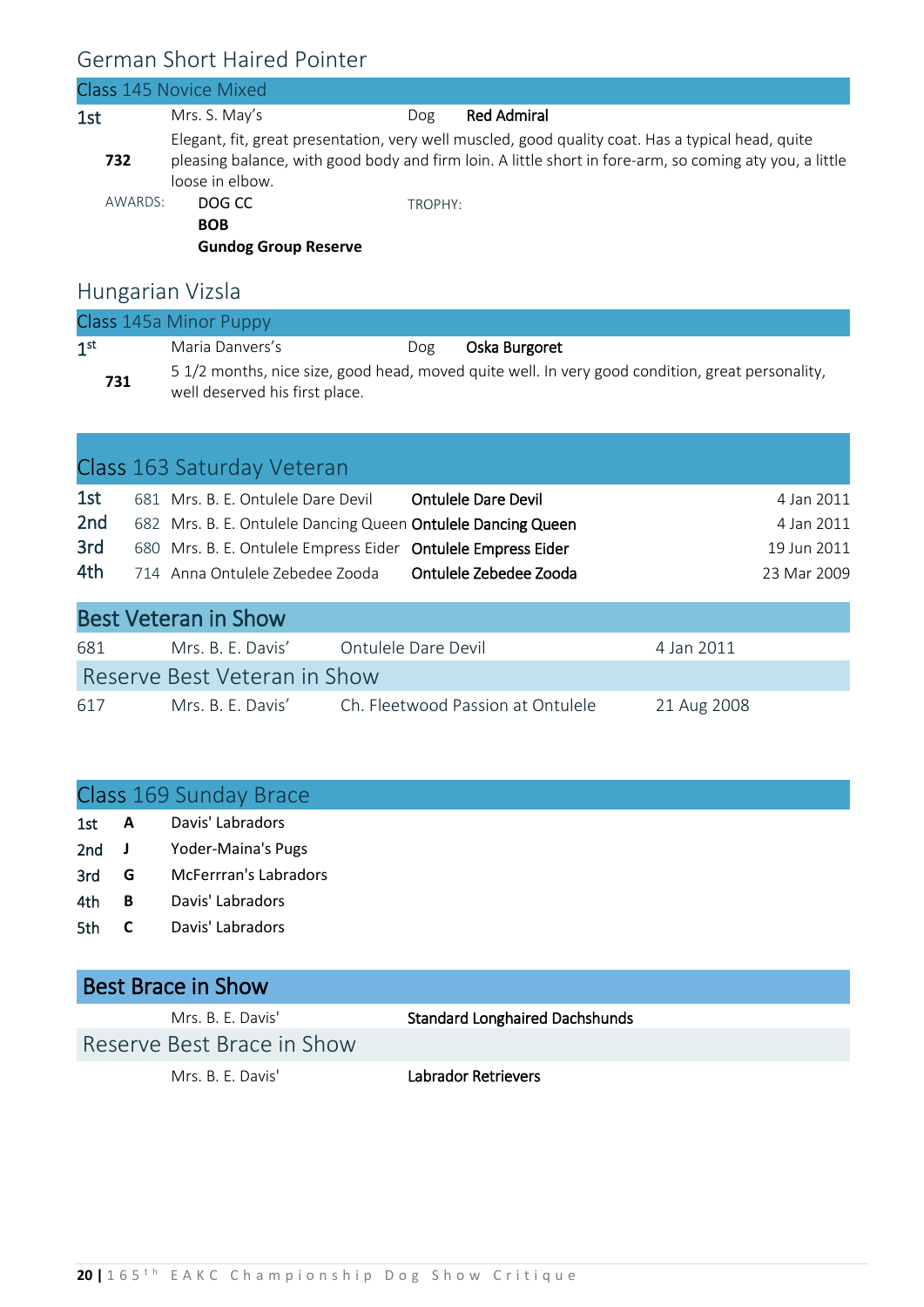## German Short Haired Pointer

### Class 145 Novice Mixed

**1st** Mrs. S. May's Dog **Red Admiral**

**732** Elegant, fit, great presentation, very well muscled, good quality coat. Has a typical head, quite pleasing balance, with good body and firm loin. A little short in fore-arm, so coming aty you, a little loose in elbow.

AWARDS: **DOG CC**
**BOB**
**Gundog Group Reserve**

TROPHY:

## Hungarian Vizsla

### Class 145a Minor Puppy

**1st** Maria Danvers's Dog **Oska Burgoret**

**731** 5 1/2 months, nice size, good head, moved quite well. In very good condition, great personality, well deserved his first place.

### Class 163 Saturday Veteran

| Place | No. | Owner | Dog | Date |
|---|---|---|---|---|
| 1st | 681 | Mrs. B. E. Ontulele Dare Devil | **Ontulele Dare Devil** | 4 Jan 2011 |
| 2nd | 682 | Mrs. B. E. Ontulele Dancing Queen | **Ontulele Dancing Queen** | 4 Jan 2011 |
| 3rd | 680 | Mrs. B. E. Ontulele Empress Eider | **Ontulele Empress Eider** | 19 Jun 2011 |
| 4th | 714 | Anna Ontulele Zebedee Zooda | **Ontulele Zebedee Zooda** | 23 Mar 2009 |

### Best Veteran in Show

| No. | Owner | Dog | Date |
|---|---|---|---|
| 681 | Mrs. B. E. Davis' | Ontulele Dare Devil | 4 Jan 2011 |

### Reserve Best Veteran in Show

| No. | Owner | Dog | Date |
|---|---|---|---|
| 617 | Mrs. B. E. Davis' | Ch. Fleetwood Passion at Ontulele | 21 Aug 2008 |

### Class 169 Sunday Brace

| Place | | Brace |
|---|---|---|
| 1st | **A** | Davis' Labradors |
| 2nd | **J** | Yoder-Maina's Pugs |
| 3rd | **G** | McFerrran's Labradors |
| 4th | **B** | Davis' Labradors |
| 5th | **C** | Davis' Labradors |

### Best Brace in Show

Mrs. B. E. Davis' **Standard Longhaired Dachshunds**

### Reserve Best Brace in Show

Mrs. B. E. Davis' **Labrador Retrievers**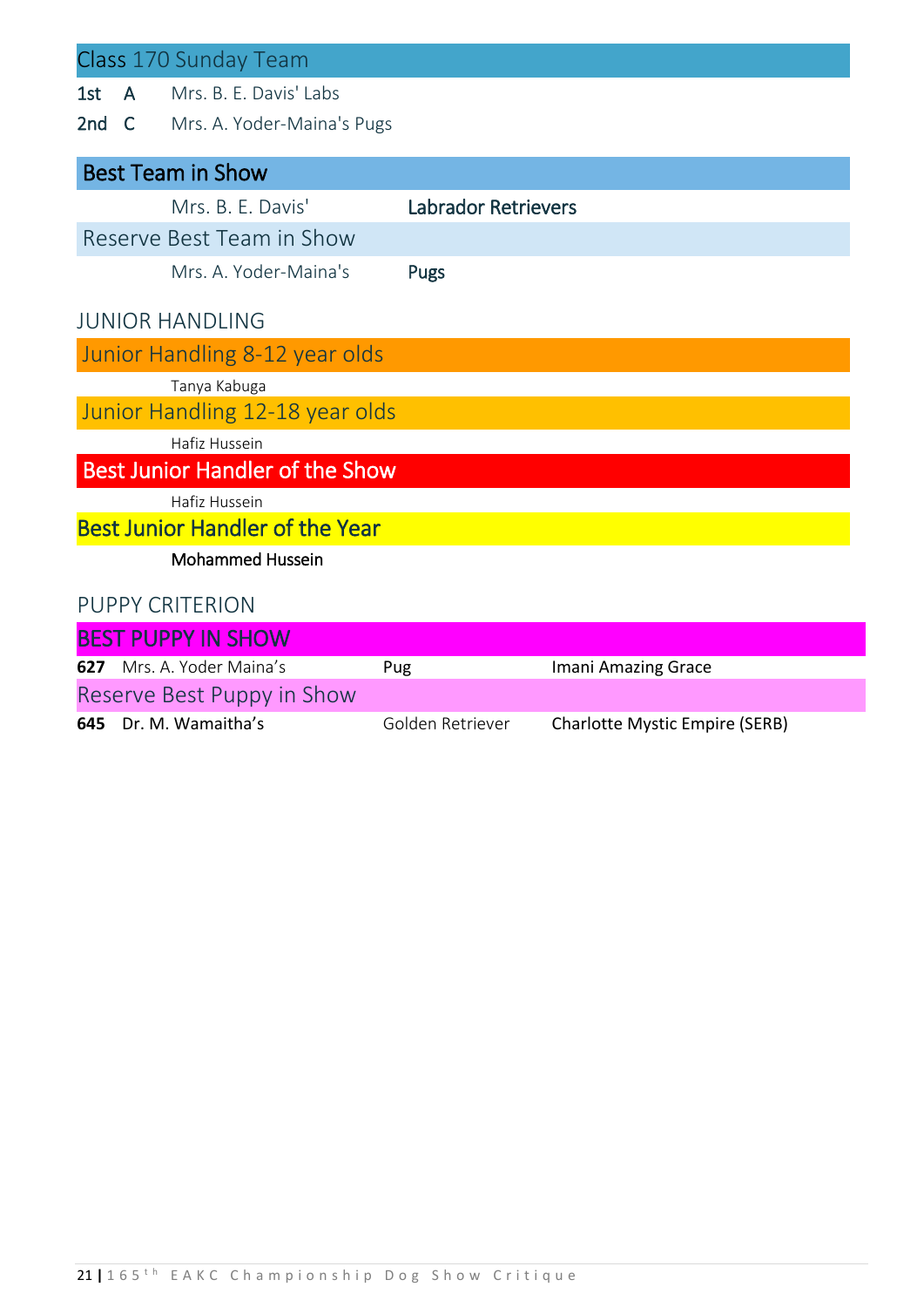## Class 170 Sunday Team

| | | |
|---|---|---|
| 1st | A | Mrs. B. E. Davis' Labs |
| 2nd | C | Mrs. A. Yoder-Maina's Pugs |

## Best Team in Show

Mrs. B. E. Davis' **Labrador Retrievers**

## Reserve Best Team in Show

Mrs. A. Yoder-Maina's **Pugs**

# JUNIOR HANDLING

## Junior Handling 8-12 year olds

Tanya Kabuga

## Junior Handling 12-18 year olds

Hafiz Hussein

## Best Junior Handler of the Show

Hafiz Hussein

## Best Junior Handler of the Year

**Mohammed Hussein**

# PUPPY CRITERION

## BEST PUPPY IN SHOW

| | | | |
|---|---|---|---|
| **627** | Mrs. A. Yoder Maina's | Pug | Imani Amazing Grace |

## Reserve Best Puppy in Show

| | | | |
|---|---|---|---|
| **645** | Dr. M. Wamaitha's | Golden Retriever | Charlotte Mystic Empire (SERB) |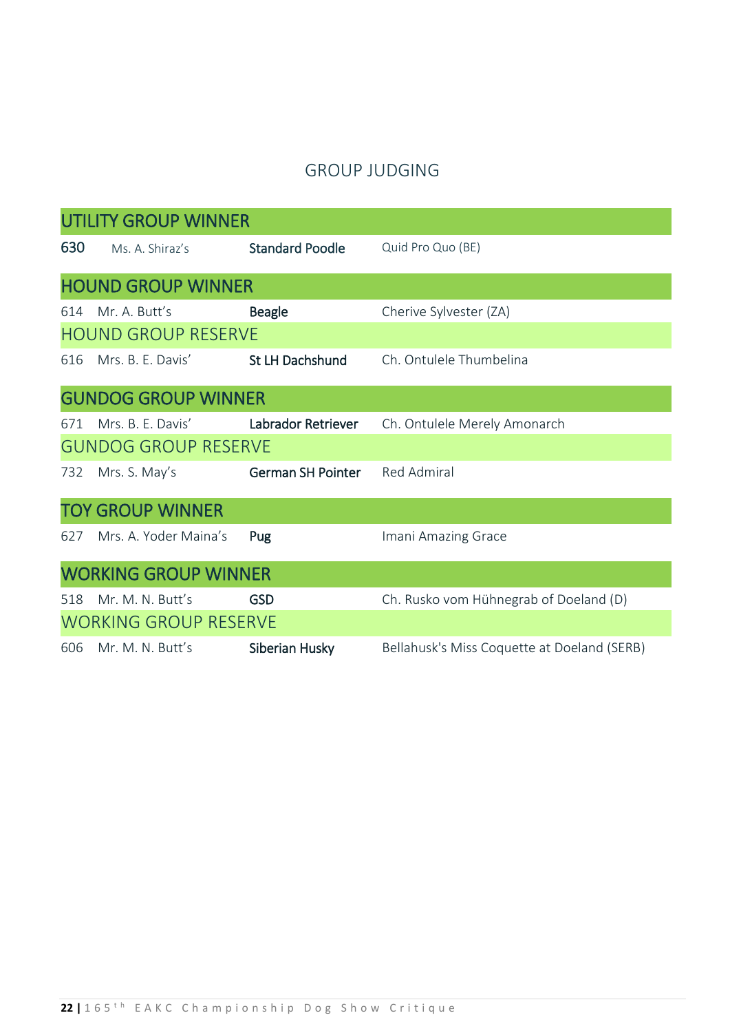# GROUP JUDGING

## UTILITY GROUP WINNER

| | | | |
|---|---|---|---|
| **630** | Ms. A. Shiraz's | **Standard Poodle** | Quid Pro Quo (BE) |

## HOUND GROUP WINNER

| | | | |
|---|---|---|---|
| 614 | Mr. A. Butt's | **Beagle** | Cherive Sylvester (ZA) |

### HOUND GROUP RESERVE

| | | | |
|---|---|---|---|
| 616 | Mrs. B. E. Davis' | **St LH Dachshund** | Ch. Ontulele Thumbelina |

## GUNDOG GROUP WINNER

| | | | |
|---|---|---|---|
| 671 | Mrs. B. E. Davis' | **Labrador Retriever** | Ch. Ontulele Merely Amonarch |

### GUNDOG GROUP RESERVE

| | | | |
|---|---|---|---|
| 732 | Mrs. S. May's | **German SH Pointer** | Red Admiral |

## TOY GROUP WINNER

| | | | |
|---|---|---|---|
| 627 | Mrs. A. Yoder Maina's | **Pug** | Imani Amazing Grace |

## WORKING GROUP WINNER

| | | | |
|---|---|---|---|
| 518 | Mr. M. N. Butt's | **GSD** | Ch. Rusko vom Hühnegrab of Doeland (D) |

### WORKING GROUP RESERVE

| | | | |
|---|---|---|---|
| 606 | Mr. M. N. Butt's | **Siberian Husky** | Bellahusk's Miss Coquette at Doeland (SERB) |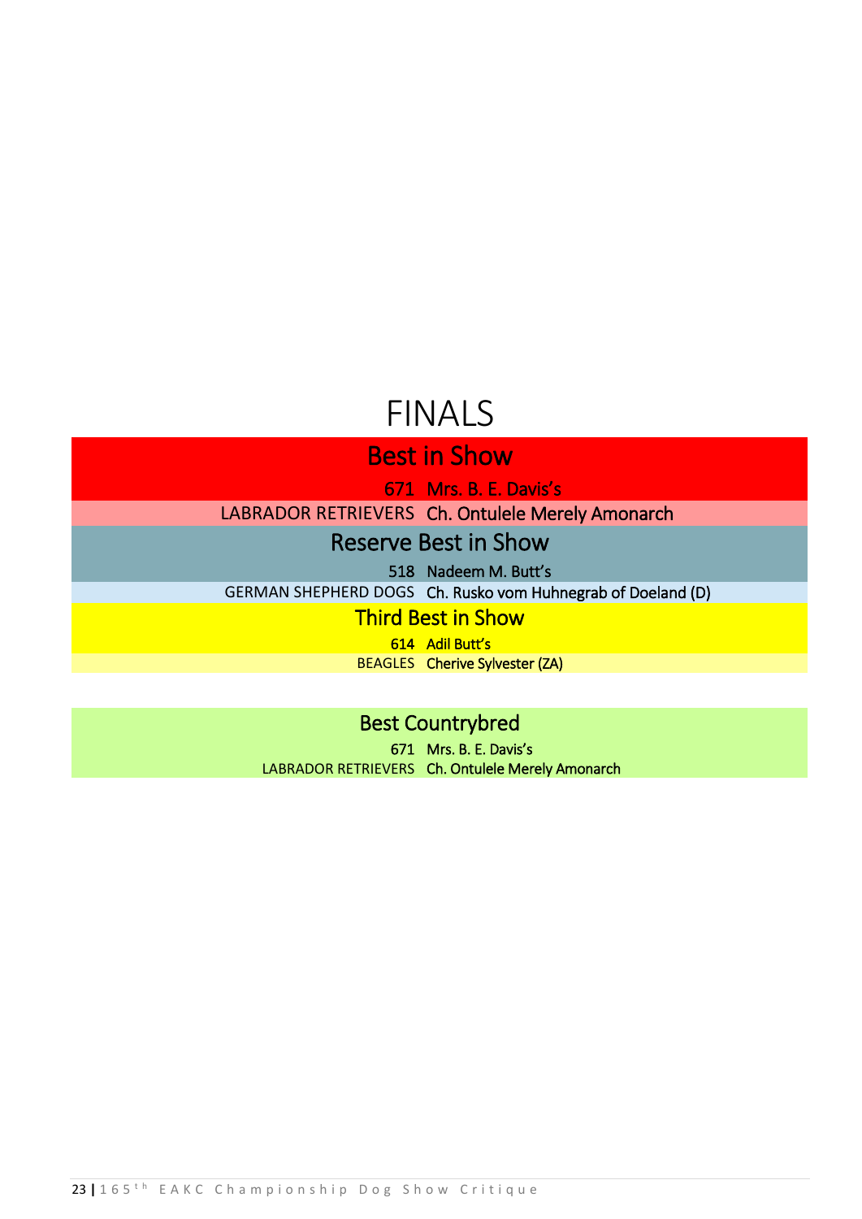# FINALS

## Best in Show

671 Mrs. B. E. Davis's

LABRADOR RETRIEVERS Ch. Ontulele Merely Amonarch

## Reserve Best in Show

518 Nadeem M. Butt's

GERMAN SHEPHERD DOGS Ch. Rusko vom Huhnegrab of Doeland (D)

## Third Best in Show

614 Adil Butt's

BEAGLES Cherive Sylvester (ZA)

## Best Countrybred

671 Mrs. B. E. Davis's

LABRADOR RETRIEVERS Ch. Ontulele Merely Amonarch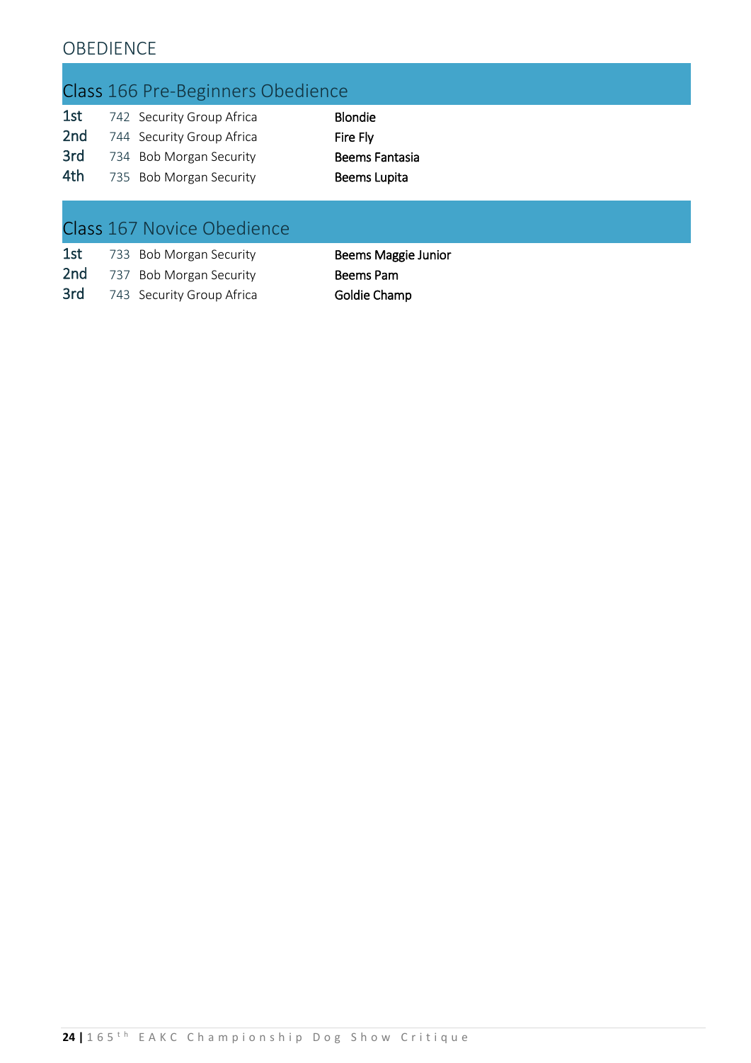# OBEDIENCE

## Class 166 Pre-Beginners Obedience

| | | | |
|---|---|---|---|
| 1st | 742 | Security Group Africa | **Blondie** |
| 2nd | 744 | Security Group Africa | **Fire Fly** |
| 3rd | 734 | Bob Morgan Security | **Beems Fantasia** |
| 4th | 735 | Bob Morgan Security | **Beems Lupita** |

## Class 167 Novice Obedience

| | | | |
|---|---|---|---|
| 1st | 733 | Bob Morgan Security | **Beems Maggie Junior** |
| 2nd | 737 | Bob Morgan Security | **Beems Pam** |
| 3rd | 743 | Security Group Africa | **Goldie Champ** |